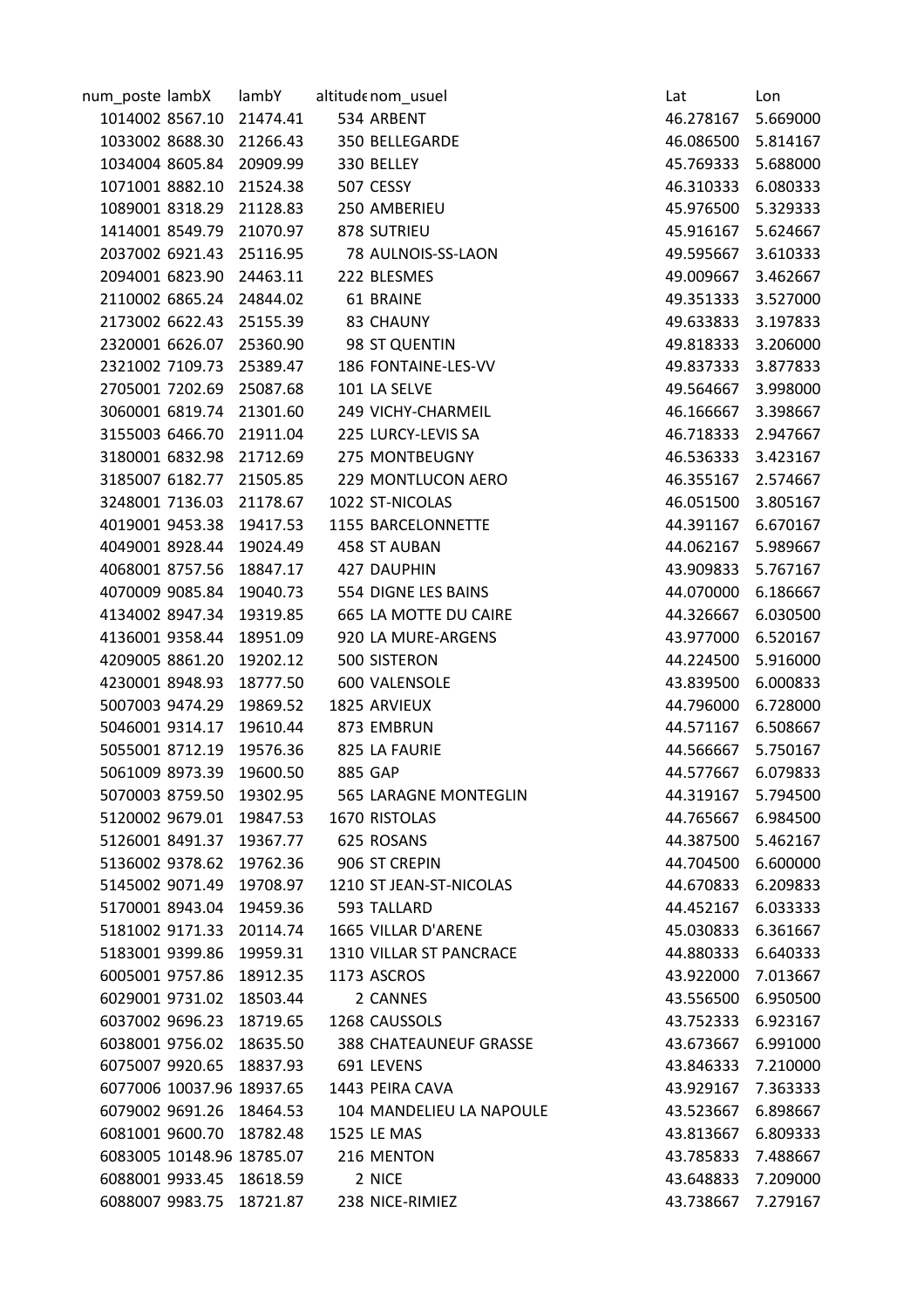| num_poste | lambX | lambY | altitude | nom_usuel | Lat | Lon |
|---|---|---|---|---|---|---|
| 1014002 | 8567.10 | 21474.41 | 534 | ARBENT | 46.278167 | 5.669000 |
| 1033002 | 8688.30 | 21266.43 | 350 | BELLEGARDE | 46.086500 | 5.814167 |
| 1034004 | 8605.84 | 20909.99 | 330 | BELLEY | 45.769333 | 5.688000 |
| 1071001 | 8882.10 | 21524.38 | 507 | CESSY | 46.310333 | 6.080333 |
| 1089001 | 8318.29 | 21128.83 | 250 | AMBERIEU | 45.976500 | 5.329333 |
| 1414001 | 8549.79 | 21070.97 | 878 | SUTRIEU | 45.916167 | 5.624667 |
| 2037002 | 6921.43 | 25116.95 | 78 | AULNOIS-SS-LAON | 49.595667 | 3.610333 |
| 2094001 | 6823.90 | 24463.11 | 222 | BLESMES | 49.009667 | 3.462667 |
| 2110002 | 6865.24 | 24844.02 | 61 | BRAINE | 49.351333 | 3.527000 |
| 2173002 | 6622.43 | 25155.39 | 83 | CHAUNY | 49.633833 | 3.197833 |
| 2320001 | 6626.07 | 25360.90 | 98 | ST QUENTIN | 49.818333 | 3.206000 |
| 2321002 | 7109.73 | 25389.47 | 186 | FONTAINE-LES-VV | 49.837333 | 3.877833 |
| 2705001 | 7202.69 | 25087.68 | 101 | LA SELVE | 49.564667 | 3.998000 |
| 3060001 | 6819.74 | 21301.60 | 249 | VICHY-CHARMEIL | 46.166667 | 3.398667 |
| 3155003 | 6466.70 | 21911.04 | 225 | LURCY-LEVIS SA | 46.718333 | 2.947667 |
| 3180001 | 6832.98 | 21712.69 | 275 | MONTBEUGNY | 46.536333 | 3.423167 |
| 3185007 | 6182.77 | 21505.85 | 229 | MONTLUCON AERO | 46.355167 | 2.574667 |
| 3248001 | 7136.03 | 21178.67 | 1022 | ST-NICOLAS | 46.051500 | 3.805167 |
| 4019001 | 9453.38 | 19417.53 | 1155 | BARCELONNETTE | 44.391167 | 6.670167 |
| 4049001 | 8928.44 | 19024.49 | 458 | ST AUBAN | 44.062167 | 5.989667 |
| 4068001 | 8757.56 | 18847.17 | 427 | DAUPHIN | 43.909833 | 5.767167 |
| 4070009 | 9085.84 | 19040.73 | 554 | DIGNE LES BAINS | 44.070000 | 6.186667 |
| 4134002 | 8947.34 | 19319.85 | 665 | LA MOTTE DU CAIRE | 44.326667 | 6.030500 |
| 4136001 | 9358.44 | 18951.09 | 920 | LA MURE-ARGENS | 43.977000 | 6.520167 |
| 4209005 | 8861.20 | 19202.12 | 500 | SISTERON | 44.224500 | 5.916000 |
| 4230001 | 8948.93 | 18777.50 | 600 | VALENSOLE | 43.839500 | 6.000833 |
| 5007003 | 9474.29 | 19869.52 | 1825 | ARVIEUX | 44.796000 | 6.728000 |
| 5046001 | 9314.17 | 19610.44 | 873 | EMBRUN | 44.571167 | 6.508667 |
| 5055001 | 8712.19 | 19576.36 | 825 | LA FAURIE | 44.566667 | 5.750167 |
| 5061009 | 8973.39 | 19600.50 | 885 | GAP | 44.577667 | 6.079833 |
| 5070003 | 8759.50 | 19302.95 | 565 | LARAGNE MONTEGLIN | 44.319167 | 5.794500 |
| 5120002 | 9679.01 | 19847.53 | 1670 | RISTOLAS | 44.765667 | 6.984500 |
| 5126001 | 8491.37 | 19367.77 | 625 | ROSANS | 44.387500 | 5.462167 |
| 5136002 | 9378.62 | 19762.36 | 906 | ST CREPIN | 44.704500 | 6.600000 |
| 5145002 | 9071.49 | 19708.97 | 1210 | ST JEAN-ST-NICOLAS | 44.670833 | 6.209833 |
| 5170001 | 8943.04 | 19459.36 | 593 | TALLARD | 44.452167 | 6.033333 |
| 5181002 | 9171.33 | 20114.74 | 1665 | VILLAR D'ARENE | 45.030833 | 6.361667 |
| 5183001 | 9399.86 | 19959.31 | 1310 | VILLAR ST PANCRACE | 44.880333 | 6.640333 |
| 6005001 | 9757.86 | 18912.35 | 1173 | ASCROS | 43.922000 | 7.013667 |
| 6029001 | 9731.02 | 18503.44 | 2 | CANNES | 43.556500 | 6.950500 |
| 6037002 | 9696.23 | 18719.65 | 1268 | CAUSSOLS | 43.752333 | 6.923167 |
| 6038001 | 9756.02 | 18635.50 | 388 | CHATEAUNEUF GRASSE | 43.673667 | 6.991000 |
| 6075007 | 9920.65 | 18837.93 | 691 | LEVENS | 43.846333 | 7.210000 |
| 6077006 | 10037.96 | 18937.65 | 1443 | PEIRA CAVA | 43.929167 | 7.363333 |
| 6079002 | 9691.26 | 18464.53 | 104 | MANDELIEU LA NAPOULE | 43.523667 | 6.898667 |
| 6081001 | 9600.70 | 18782.48 | 1525 | LE MAS | 43.813667 | 6.809333 |
| 6083005 | 10148.96 | 18785.07 | 216 | MENTON | 43.785833 | 7.488667 |
| 6088001 | 9933.45 | 18618.59 | 2 | NICE | 43.648833 | 7.209000 |
| 6088007 | 9983.75 | 18721.87 | 238 | NICE-RIMIEZ | 43.738667 | 7.279167 |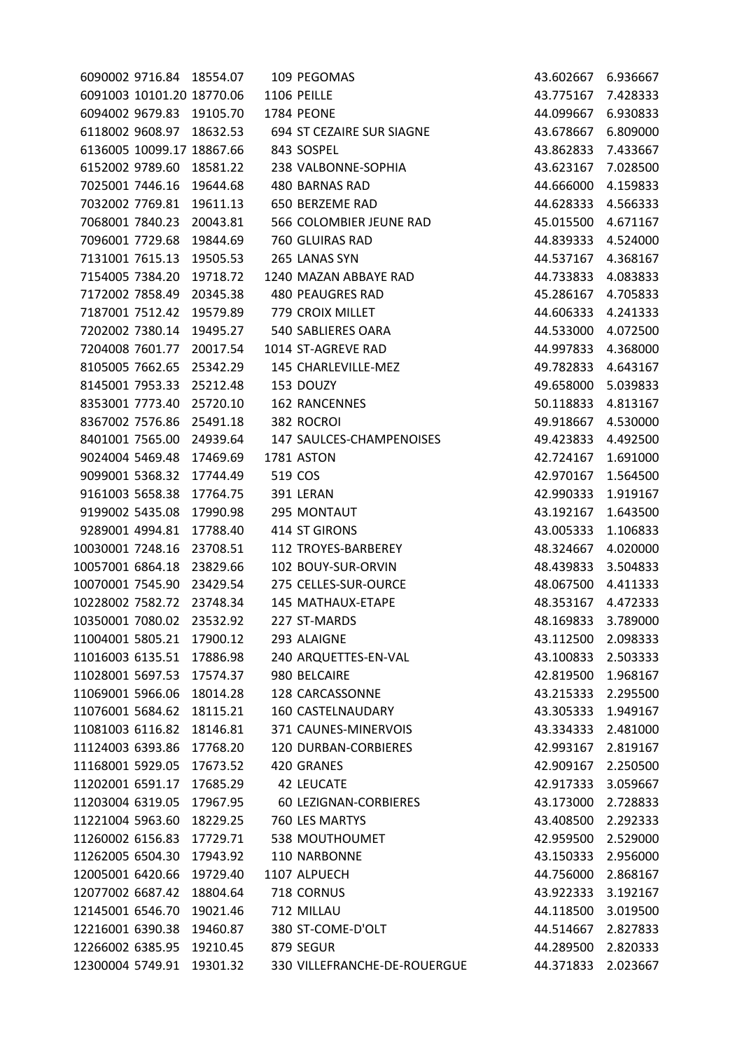| | | | | | | |
|---|---|---|---|---|---|---|
| 6090002 | 9716.84 | 18554.07 | 109 | PEGOMAS | 43.602667 | 6.936667 |
| 6091003 | 10101.20 | 18770.06 | 1106 | PEILLE | 43.775167 | 7.428333 |
| 6094002 | 9679.83 | 19105.70 | 1784 | PEONE | 44.099667 | 6.930833 |
| 6118002 | 9608.97 | 18632.53 | 694 | ST CEZAIRE SUR SIAGNE | 43.678667 | 6.809000 |
| 6136005 | 10099.17 | 18867.66 | 843 | SOSPEL | 43.862833 | 7.433667 |
| 6152002 | 9789.60 | 18581.22 | 238 | VALBONNE-SOPHIA | 43.623167 | 7.028500 |
| 7025001 | 7446.16 | 19644.68 | 480 | BARNAS RAD | 44.666000 | 4.159833 |
| 7032002 | 7769.81 | 19611.13 | 650 | BERZEME RAD | 44.628333 | 4.566333 |
| 7068001 | 7840.23 | 20043.81 | 566 | COLOMBIER JEUNE RAD | 45.015500 | 4.671167 |
| 7096001 | 7729.68 | 19844.69 | 760 | GLUIRAS RAD | 44.839333 | 4.524000 |
| 7131001 | 7615.13 | 19505.53 | 265 | LANAS SYN | 44.537167 | 4.368167 |
| 7154005 | 7384.20 | 19718.72 | 1240 | MAZAN ABBAYE RAD | 44.733833 | 4.083833 |
| 7172002 | 7858.49 | 20345.38 | 480 | PEAUGRES RAD | 45.286167 | 4.705833 |
| 7187001 | 7512.42 | 19579.89 | 779 | CROIX MILLET | 44.606333 | 4.241333 |
| 7202002 | 7380.14 | 19495.27 | 540 | SABLIERES OARA | 44.533000 | 4.072500 |
| 7204008 | 7601.77 | 20017.54 | 1014 | ST-AGREVE RAD | 44.997833 | 4.368000 |
| 8105005 | 7662.65 | 25342.29 | 145 | CHARLEVILLE-MEZ | 49.782833 | 4.643167 |
| 8145001 | 7953.33 | 25212.48 | 153 | DOUZY | 49.658000 | 5.039833 |
| 8353001 | 7773.40 | 25720.10 | 162 | RANCENNES | 50.118833 | 4.813167 |
| 8367002 | 7576.86 | 25491.18 | 382 | ROCROI | 49.918667 | 4.530000 |
| 8401001 | 7565.00 | 24939.64 | 147 | SAULCES-CHAMPENOISES | 49.423833 | 4.492500 |
| 9024004 | 5469.48 | 17469.69 | 1781 | ASTON | 42.724167 | 1.691000 |
| 9099001 | 5368.32 | 17744.49 | 519 | COS | 42.970167 | 1.564500 |
| 9161003 | 5658.38 | 17764.75 | 391 | LERAN | 42.990333 | 1.919167 |
| 9199002 | 5435.08 | 17990.98 | 295 | MONTAUT | 43.192167 | 1.643500 |
| 9289001 | 4994.81 | 17788.40 | 414 | ST GIRONS | 43.005333 | 1.106833 |
| 10030001 | 7248.16 | 23708.51 | 112 | TROYES-BARBEREY | 48.324667 | 4.020000 |
| 10057001 | 6864.18 | 23829.66 | 102 | BOUY-SUR-ORVIN | 48.439833 | 3.504833 |
| 10070001 | 7545.90 | 23429.54 | 275 | CELLES-SUR-OURCE | 48.067500 | 4.411333 |
| 10228002 | 7582.72 | 23748.34 | 145 | MATHAUX-ETAPE | 48.353167 | 4.472333 |
| 10350001 | 7080.02 | 23532.92 | 227 | ST-MARDS | 48.169833 | 3.789000 |
| 11004001 | 5805.21 | 17900.12 | 293 | ALAIGNE | 43.112500 | 2.098333 |
| 11016003 | 6135.51 | 17886.98 | 240 | ARQUETTES-EN-VAL | 43.100833 | 2.503333 |
| 11028001 | 5697.53 | 17574.37 | 980 | BELCAIRE | 42.819500 | 1.968167 |
| 11069001 | 5966.06 | 18014.28 | 128 | CARCASSONNE | 43.215333 | 2.295500 |
| 11076001 | 5684.62 | 18115.21 | 160 | CASTELNAUDARY | 43.305333 | 1.949167 |
| 11081003 | 6116.82 | 18146.81 | 371 | CAUNES-MINERVOIS | 43.334333 | 2.481000 |
| 11124003 | 6393.86 | 17768.20 | 120 | DURBAN-CORBIERES | 42.993167 | 2.819167 |
| 11168001 | 5929.05 | 17673.52 | 420 | GRANES | 42.909167 | 2.250500 |
| 11202001 | 6591.17 | 17685.29 | 42 | LEUCATE | 42.917333 | 3.059667 |
| 11203004 | 6319.05 | 17967.95 | 60 | LEZIGNAN-CORBIERES | 43.173000 | 2.728833 |
| 11221004 | 5963.60 | 18229.25 | 760 | LES MARTYS | 43.408500 | 2.292333 |
| 11260002 | 6156.83 | 17729.71 | 538 | MOUTHOUMET | 42.959500 | 2.529000 |
| 11262005 | 6504.30 | 17943.92 | 110 | NARBONNE | 43.150333 | 2.956000 |
| 12005001 | 6420.66 | 19729.40 | 1107 | ALPUECH | 44.756000 | 2.868167 |
| 12077002 | 6687.42 | 18804.64 | 718 | CORNUS | 43.922333 | 3.192167 |
| 12145001 | 6546.70 | 19021.46 | 712 | MILLAU | 44.118500 | 3.019500 |
| 12216001 | 6390.38 | 19460.87 | 380 | ST-COME-D'OLT | 44.514667 | 2.827833 |
| 12266002 | 6385.95 | 19210.45 | 879 | SEGUR | 44.289500 | 2.820333 |
| 12300004 | 5749.91 | 19301.32 | 330 | VILLEFRANCHE-DE-ROUERGUE | 44.371833 | 2.023667 |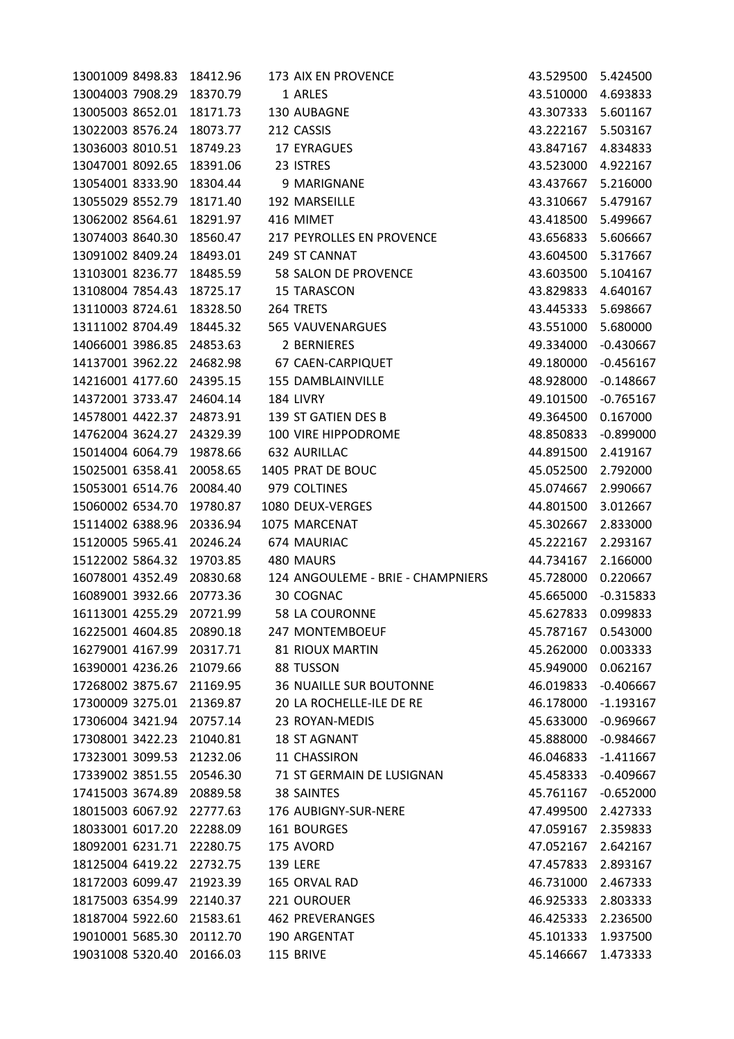| | | | | | | |
|---|---|---|---|---|---|---|
| 13001009 | 8498.83 | 18412.96 | 173 | AIX EN PROVENCE | 43.529500 | 5.424500 |
| 13004003 | 7908.29 | 18370.79 | 1 | ARLES | 43.510000 | 4.693833 |
| 13005003 | 8652.01 | 18171.73 | 130 | AUBAGNE | 43.307333 | 5.601167 |
| 13022003 | 8576.24 | 18073.77 | 212 | CASSIS | 43.222167 | 5.503167 |
| 13036003 | 8010.51 | 18749.23 | 17 | EYRAGUES | 43.847167 | 4.834833 |
| 13047001 | 8092.65 | 18391.06 | 23 | ISTRES | 43.523000 | 4.922167 |
| 13054001 | 8333.90 | 18304.44 | 9 | MARIGNANE | 43.437667 | 5.216000 |
| 13055029 | 8552.79 | 18171.40 | 192 | MARSEILLE | 43.310667 | 5.479167 |
| 13062002 | 8564.61 | 18291.97 | 416 | MIMET | 43.418500 | 5.499667 |
| 13074003 | 8640.30 | 18560.47 | 217 | PEYROLLES EN PROVENCE | 43.656833 | 5.606667 |
| 13091002 | 8409.24 | 18493.01 | 249 | ST CANNAT | 43.604500 | 5.317667 |
| 13103001 | 8236.77 | 18485.59 | 58 | SALON DE PROVENCE | 43.603500 | 5.104167 |
| 13108004 | 7854.43 | 18725.17 | 15 | TARASCON | 43.829833 | 4.640167 |
| 13110003 | 8724.61 | 18328.50 | 264 | TRETS | 43.445333 | 5.698667 |
| 13111002 | 8704.49 | 18445.32 | 565 | VAUVENARGUES | 43.551000 | 5.680000 |
| 14066001 | 3986.85 | 24853.63 | 2 | BERNIERES | 49.334000 | -0.430667 |
| 14137001 | 3962.22 | 24682.98 | 67 | CAEN-CARPIQUET | 49.180000 | -0.456167 |
| 14216001 | 4177.60 | 24395.15 | 155 | DAMBLAINVILLE | 48.928000 | -0.148667 |
| 14372001 | 3733.47 | 24604.14 | 184 | LIVRY | 49.101500 | -0.765167 |
| 14578001 | 4422.37 | 24873.91 | 139 | ST GATIEN DES B | 49.364500 | 0.167000 |
| 14762004 | 3624.27 | 24329.39 | 100 | VIRE HIPPODROME | 48.850833 | -0.899000 |
| 15014004 | 6064.79 | 19878.66 | 632 | AURILLAC | 44.891500 | 2.419167 |
| 15025001 | 6358.41 | 20058.65 | 1405 | PRAT DE BOUC | 45.052500 | 2.792000 |
| 15053001 | 6514.76 | 20084.40 | 979 | COLTINES | 45.074667 | 2.990667 |
| 15060002 | 6534.70 | 19780.87 | 1080 | DEUX-VERGES | 44.801500 | 3.012667 |
| 15114002 | 6388.96 | 20336.94 | 1075 | MARCENAT | 45.302667 | 2.833000 |
| 15120005 | 5965.41 | 20246.24 | 674 | MAURIAC | 45.222167 | 2.293167 |
| 15122002 | 5864.32 | 19703.85 | 480 | MAURS | 44.734167 | 2.166000 |
| 16078001 | 4352.49 | 20830.68 | 124 | ANGOULEME - BRIE - CHAMPNIERS | 45.728000 | 0.220667 |
| 16089001 | 3932.66 | 20773.36 | 30 | COGNAC | 45.665000 | -0.315833 |
| 16113001 | 4255.29 | 20721.99 | 58 | LA COURONNE | 45.627833 | 0.099833 |
| 16225001 | 4604.85 | 20890.18 | 247 | MONTEMBOEUF | 45.787167 | 0.543000 |
| 16279001 | 4167.99 | 20317.71 | 81 | RIOUX MARTIN | 45.262000 | 0.003333 |
| 16390001 | 4236.26 | 21079.66 | 88 | TUSSON | 45.949000 | 0.062167 |
| 17268002 | 3875.67 | 21169.95 | 36 | NUAILLE SUR BOUTONNE | 46.019833 | -0.406667 |
| 17300009 | 3275.01 | 21369.87 | 20 | LA ROCHELLE-ILE DE RE | 46.178000 | -1.193167 |
| 17306004 | 3421.94 | 20757.14 | 23 | ROYAN-MEDIS | 45.633000 | -0.969667 |
| 17308001 | 3422.23 | 21040.81 | 18 | ST AGNANT | 45.888000 | -0.984667 |
| 17323001 | 3099.53 | 21232.06 | 11 | CHASSIRON | 46.046833 | -1.411667 |
| 17339002 | 3851.55 | 20546.30 | 71 | ST GERMAIN DE LUSIGNAN | 45.458333 | -0.409667 |
| 17415003 | 3674.89 | 20889.58 | 38 | SAINTES | 45.761167 | -0.652000 |
| 18015003 | 6067.92 | 22777.63 | 176 | AUBIGNY-SUR-NERE | 47.499500 | 2.427333 |
| 18033001 | 6017.20 | 22288.09 | 161 | BOURGES | 47.059167 | 2.359833 |
| 18092001 | 6231.71 | 22280.75 | 175 | AVORD | 47.052167 | 2.642167 |
| 18125004 | 6419.22 | 22732.75 | 139 | LERE | 47.457833 | 2.893167 |
| 18172003 | 6099.47 | 21923.39 | 165 | ORVAL RAD | 46.731000 | 2.467333 |
| 18175003 | 6354.99 | 22140.37 | 221 | OUROUER | 46.925333 | 2.803333 |
| 18187004 | 5922.60 | 21583.61 | 462 | PREVERANGES | 46.425333 | 2.236500 |
| 19010001 | 5685.30 | 20112.70 | 190 | ARGENTAT | 45.101333 | 1.937500 |
| 19031008 | 5320.40 | 20166.03 | 115 | BRIVE | 45.146667 | 1.473333 |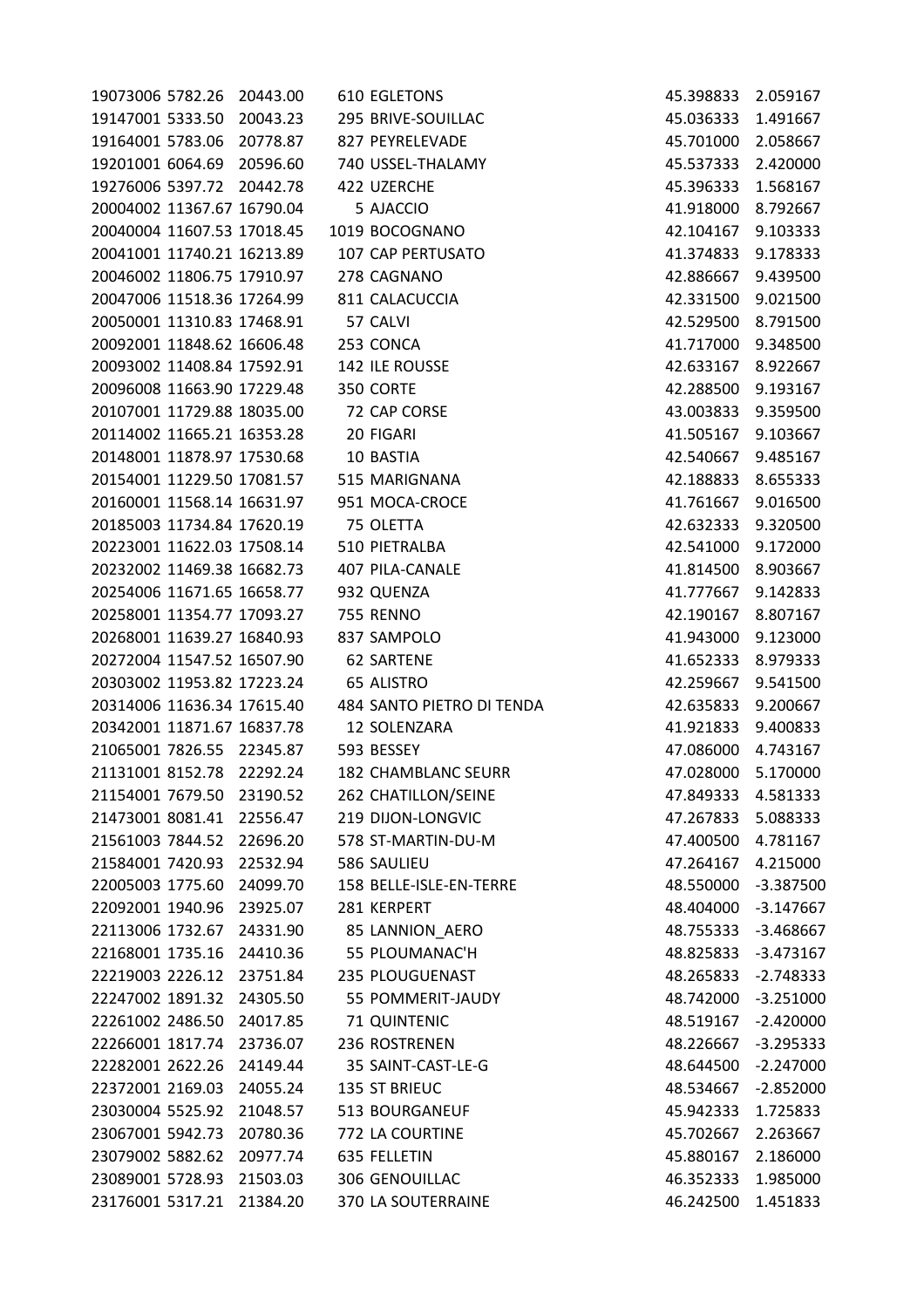| | | | | | |
|---|---|---|---|---|---|
| 19073006 | 5782.26 | 20443.00 | 610 EGLETONS | 45.398833 | 2.059167 |
| 19147001 | 5333.50 | 20043.23 | 295 BRIVE-SOUILLAC | 45.036333 | 1.491667 |
| 19164001 | 5783.06 | 20778.87 | 827 PEYRELEVADE | 45.701000 | 2.058667 |
| 19201001 | 6064.69 | 20596.60 | 740 USSEL-THALAMY | 45.537333 | 2.420000 |
| 19276006 | 5397.72 | 20442.78 | 422 UZERCHE | 45.396333 | 1.568167 |
| 20004002 | 11367.67 | 16790.04 | 5 AJACCIO | 41.918000 | 8.792667 |
| 20040004 | 11607.53 | 17018.45 | 1019 BOCOGNANO | 42.104167 | 9.103333 |
| 20041001 | 11740.21 | 16213.89 | 107 CAP PERTUSATO | 41.374833 | 9.178333 |
| 20046002 | 11806.75 | 17910.97 | 278 CAGNANO | 42.886667 | 9.439500 |
| 20047006 | 11518.36 | 17264.99 | 811 CALACUCCIA | 42.331500 | 9.021500 |
| 20050001 | 11310.83 | 17468.91 | 57 CALVI | 42.529500 | 8.791500 |
| 20092001 | 11848.62 | 16606.48 | 253 CONCA | 41.717000 | 9.348500 |
| 20093002 | 11408.84 | 17592.91 | 142 ILE ROUSSE | 42.633167 | 8.922667 |
| 20096008 | 11663.90 | 17229.48 | 350 CORTE | 42.288500 | 9.193167 |
| 20107001 | 11729.88 | 18035.00 | 72 CAP CORSE | 43.003833 | 9.359500 |
| 20114002 | 11665.21 | 16353.28 | 20 FIGARI | 41.505167 | 9.103667 |
| 20148001 | 11878.97 | 17530.68 | 10 BASTIA | 42.540667 | 9.485167 |
| 20154001 | 11229.50 | 17081.57 | 515 MARIGNANA | 42.188833 | 8.655333 |
| 20160001 | 11568.14 | 16631.97 | 951 MOCA-CROCE | 41.761667 | 9.016500 |
| 20185003 | 11734.84 | 17620.19 | 75 OLETTA | 42.632333 | 9.320500 |
| 20223001 | 11622.03 | 17508.14 | 510 PIETRALBA | 42.541000 | 9.172000 |
| 20232002 | 11469.38 | 16682.73 | 407 PILA-CANALE | 41.814500 | 8.903667 |
| 20254006 | 11671.65 | 16658.77 | 932 QUENZA | 41.777667 | 9.142833 |
| 20258001 | 11354.77 | 17093.27 | 755 RENNO | 42.190167 | 8.807167 |
| 20268001 | 11639.27 | 16840.93 | 837 SAMPOLO | 41.943000 | 9.123000 |
| 20272004 | 11547.52 | 16507.90 | 62 SARTENE | 41.652333 | 8.979333 |
| 20303002 | 11953.82 | 17223.24 | 65 ALISTRO | 42.259667 | 9.541500 |
| 20314006 | 11636.34 | 17615.40 | 484 SANTO PIETRO DI TENDA | 42.635833 | 9.200667 |
| 20342001 | 11871.67 | 16837.78 | 12 SOLENZARA | 41.921833 | 9.400833 |
| 21065001 | 7826.55 | 22345.87 | 593 BESSEY | 47.086000 | 4.743167 |
| 21131001 | 8152.78 | 22292.24 | 182 CHAMBLANC SEURR | 47.028000 | 5.170000 |
| 21154001 | 7679.50 | 23190.52 | 262 CHATILLON/SEINE | 47.849333 | 4.581333 |
| 21473001 | 8081.41 | 22556.47 | 219 DIJON-LONGVIC | 47.267833 | 5.088333 |
| 21561003 | 7844.52 | 22696.20 | 578 ST-MARTIN-DU-M | 47.400500 | 4.781167 |
| 21584001 | 7420.93 | 22532.94 | 586 SAULIEU | 47.264167 | 4.215000 |
| 22005003 | 1775.60 | 24099.70 | 158 BELLE-ISLE-EN-TERRE | 48.550000 | -3.387500 |
| 22092001 | 1940.96 | 23925.07 | 281 KERPERT | 48.404000 | -3.147667 |
| 22113006 | 1732.67 | 24331.90 | 85 LANNION_AERO | 48.755333 | -3.468667 |
| 22168001 | 1735.16 | 24410.36 | 55 PLOUMANAC'H | 48.825833 | -3.473167 |
| 22219003 | 2226.12 | 23751.84 | 235 PLOUGUENAST | 48.265833 | -2.748333 |
| 22247002 | 1891.32 | 24305.50 | 55 POMMERIT-JAUDY | 48.742000 | -3.251000 |
| 22261002 | 2486.50 | 24017.85 | 71 QUINTENIC | 48.519167 | -2.420000 |
| 22266001 | 1817.74 | 23736.07 | 236 ROSTRENEN | 48.226667 | -3.295333 |
| 22282001 | 2622.26 | 24149.44 | 35 SAINT-CAST-LE-G | 48.644500 | -2.247000 |
| 22372001 | 2169.03 | 24055.24 | 135 ST BRIEUC | 48.534667 | -2.852000 |
| 23030004 | 5525.92 | 21048.57 | 513 BOURGANEUF | 45.942333 | 1.725833 |
| 23067001 | 5942.73 | 20780.36 | 772 LA COURTINE | 45.702667 | 2.263667 |
| 23079002 | 5882.62 | 20977.74 | 635 FELLETIN | 45.880167 | 2.186000 |
| 23089001 | 5728.93 | 21503.03 | 306 GENOUILLAC | 46.352333 | 1.985000 |
| 23176001 | 5317.21 | 21384.20 | 370 LA SOUTERRAINE | 46.242500 | 1.451833 |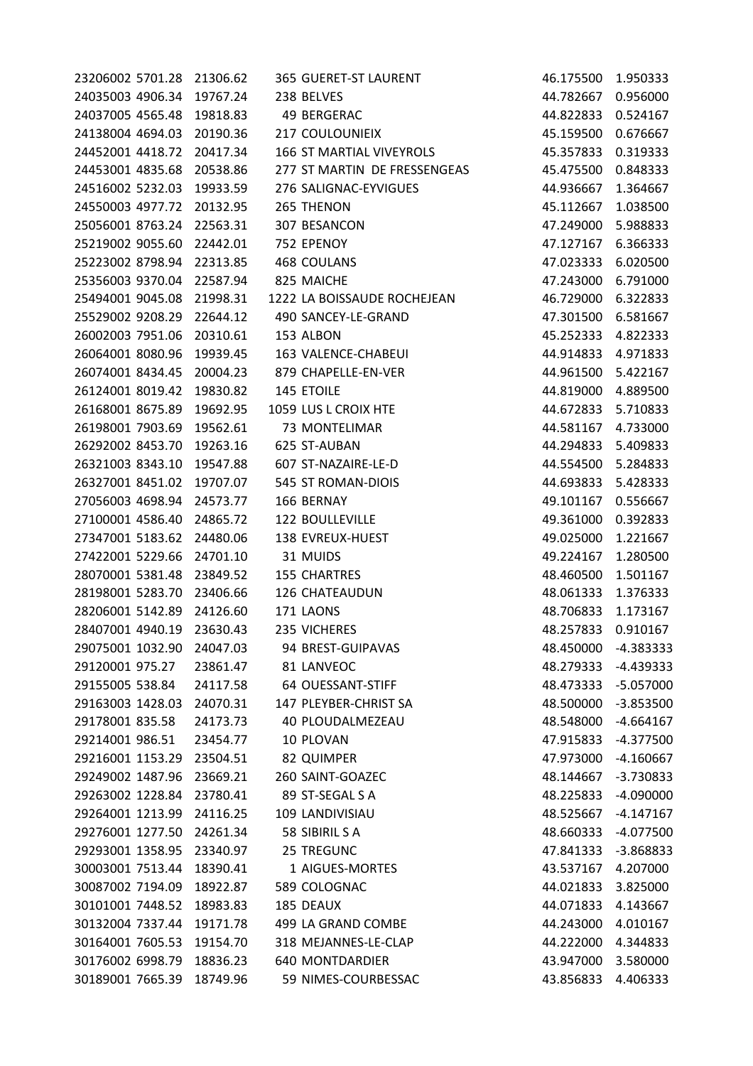| | | | | | | |
|---|---|---|---|---|---|---|
| 23206002 | 5701.28 | 21306.62 | 365 | GUERET-ST LAURENT | 46.175500 | 1.950333 |
| 24035003 | 4906.34 | 19767.24 | 238 | BELVES | 44.782667 | 0.956000 |
| 24037005 | 4565.48 | 19818.83 | 49 | BERGERAC | 44.822833 | 0.524167 |
| 24138004 | 4694.03 | 20190.36 | 217 | COULOUNIEIX | 45.159500 | 0.676667 |
| 24452001 | 4418.72 | 20417.34 | 166 | ST MARTIAL VIVEYROLS | 45.357833 | 0.319333 |
| 24453001 | 4835.68 | 20538.86 | 277 | ST MARTIN DE FRESSENGEAS | 45.475500 | 0.848333 |
| 24516002 | 5232.03 | 19933.59 | 276 | SALIGNAC-EYVIGUES | 44.936667 | 1.364667 |
| 24550003 | 4977.72 | 20132.95 | 265 | THENON | 45.112667 | 1.038500 |
| 25056001 | 8763.24 | 22563.31 | 307 | BESANCON | 47.249000 | 5.988833 |
| 25219002 | 9055.60 | 22442.01 | 752 | EPENOY | 47.127167 | 6.366333 |
| 25223002 | 8798.94 | 22313.85 | 468 | COULANS | 47.023333 | 6.020500 |
| 25356003 | 9370.04 | 22587.94 | 825 | MAICHE | 47.243000 | 6.791000 |
| 25494001 | 9045.08 | 21998.31 | 1222 | LA BOISSAUDE ROCHEJEAN | 46.729000 | 6.322833 |
| 25529002 | 9208.29 | 22644.12 | 490 | SANCEY-LE-GRAND | 47.301500 | 6.581667 |
| 26002003 | 7951.06 | 20310.61 | 153 | ALBON | 45.252333 | 4.822333 |
| 26064001 | 8080.96 | 19939.45 | 163 | VALENCE-CHABEUI | 44.914833 | 4.971833 |
| 26074001 | 8434.45 | 20004.23 | 879 | CHAPELLE-EN-VER | 44.961500 | 5.422167 |
| 26124001 | 8019.42 | 19830.82 | 145 | ETOILE | 44.819000 | 4.889500 |
| 26168001 | 8675.89 | 19692.95 | 1059 | LUS L CROIX HTE | 44.672833 | 5.710833 |
| 26198001 | 7903.69 | 19562.61 | 73 | MONTELIMAR | 44.581167 | 4.733000 |
| 26292002 | 8453.70 | 19263.16 | 625 | ST-AUBAN | 44.294833 | 5.409833 |
| 26321003 | 8343.10 | 19547.88 | 607 | ST-NAZAIRE-LE-D | 44.554500 | 5.284833 |
| 26327001 | 8451.02 | 19707.07 | 545 | ST ROMAN-DIOIS | 44.693833 | 5.428333 |
| 27056003 | 4698.94 | 24573.77 | 166 | BERNAY | 49.101167 | 0.556667 |
| 27100001 | 4586.40 | 24865.72 | 122 | BOULLEVILLE | 49.361000 | 0.392833 |
| 27347001 | 5183.62 | 24480.06 | 138 | EVREUX-HUEST | 49.025000 | 1.221667 |
| 27422001 | 5229.66 | 24701.10 | 31 | MUIDS | 49.224167 | 1.280500 |
| 28070001 | 5381.48 | 23849.52 | 155 | CHARTRES | 48.460500 | 1.501167 |
| 28198001 | 5283.70 | 23406.66 | 126 | CHATEAUDUN | 48.061333 | 1.376333 |
| 28206001 | 5142.89 | 24126.60 | 171 | LAONS | 48.706833 | 1.173167 |
| 28407001 | 4940.19 | 23630.43 | 235 | VICHERES | 48.257833 | 0.910167 |
| 29075001 | 1032.90 | 24047.03 | 94 | BREST-GUIPAVAS | 48.450000 | -4.383333 |
| 29120001 | 975.27 | 23861.47 | 81 | LANVEOC | 48.279333 | -4.439333 |
| 29155005 | 538.84 | 24117.58 | 64 | OUESSANT-STIFF | 48.473333 | -5.057000 |
| 29163003 | 1428.03 | 24070.31 | 147 | PLEYBER-CHRIST SA | 48.500000 | -3.853500 |
| 29178001 | 835.58 | 24173.73 | 40 | PLOUDALMEZEAU | 48.548000 | -4.664167 |
| 29214001 | 986.51 | 23454.77 | 10 | PLOVAN | 47.915833 | -4.377500 |
| 29216001 | 1153.29 | 23504.51 | 82 | QUIMPER | 47.973000 | -4.160667 |
| 29249002 | 1487.96 | 23669.21 | 260 | SAINT-GOAZEC | 48.144667 | -3.730833 |
| 29263002 | 1228.84 | 23780.41 | 89 | ST-SEGAL S A | 48.225833 | -4.090000 |
| 29264001 | 1213.99 | 24116.25 | 109 | LANDIVISIAU | 48.525667 | -4.147167 |
| 29276001 | 1277.50 | 24261.34 | 58 | SIBIRIL S A | 48.660333 | -4.077500 |
| 29293001 | 1358.95 | 23340.97 | 25 | TREGUNC | 47.841333 | -3.868833 |
| 30003001 | 7513.44 | 18390.41 | 1 | AIGUES-MORTES | 43.537167 | 4.207000 |
| 30087002 | 7194.09 | 18922.87 | 589 | COLOGNAC | 44.021833 | 3.825000 |
| 30101001 | 7448.52 | 18983.83 | 185 | DEAUX | 44.071833 | 4.143667 |
| 30132004 | 7337.44 | 19171.78 | 499 | LA GRAND COMBE | 44.243000 | 4.010167 |
| 30164001 | 7605.53 | 19154.70 | 318 | MEJANNES-LE-CLAP | 44.222000 | 4.344833 |
| 30176002 | 6998.79 | 18836.23 | 640 | MONTDARDIER | 43.947000 | 3.580000 |
| 30189001 | 7665.39 | 18749.96 | 59 | NIMES-COURBESSAC | 43.856833 | 4.406333 |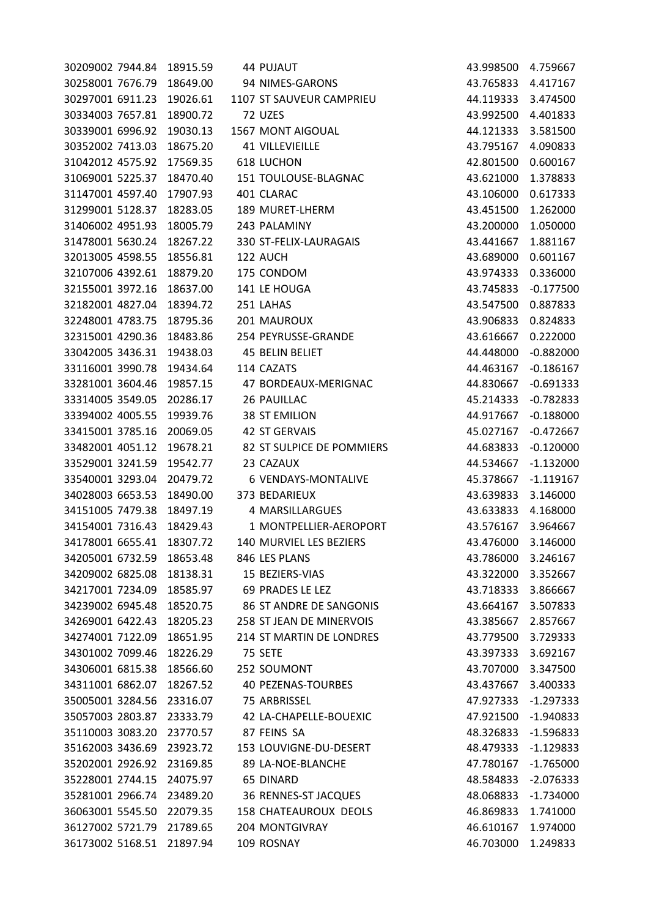| | | | | | | |
|---|---|---|---|---|---|---|
| 30209002 | 7944.84 | 18915.59 | 44 | PUJAUT | 43.998500 | 4.759667 |
| 30258001 | 7676.79 | 18649.00 | 94 | NIMES-GARONS | 43.765833 | 4.417167 |
| 30297001 | 6911.23 | 19026.61 | 1107 | ST SAUVEUR CAMPRIEU | 44.119333 | 3.474500 |
| 30334003 | 7657.81 | 18900.72 | 72 | UZES | 43.992500 | 4.401833 |
| 30339001 | 6996.92 | 19030.13 | 1567 | MONT AIGOUAL | 44.121333 | 3.581500 |
| 30352002 | 7413.03 | 18675.20 | 41 | VILLEVIEILLE | 43.795167 | 4.090833 |
| 31042012 | 4575.92 | 17569.35 | 618 | LUCHON | 42.801500 | 0.600167 |
| 31069001 | 5225.37 | 18470.40 | 151 | TOULOUSE-BLAGNAC | 43.621000 | 1.378833 |
| 31147001 | 4597.40 | 17907.93 | 401 | CLARAC | 43.106000 | 0.617333 |
| 31299001 | 5128.37 | 18283.05 | 189 | MURET-LHERM | 43.451500 | 1.262000 |
| 31406002 | 4951.93 | 18005.79 | 243 | PALAMINY | 43.200000 | 1.050000 |
| 31478001 | 5630.24 | 18267.22 | 330 | ST-FELIX-LAURAGAIS | 43.441667 | 1.881167 |
| 32013005 | 4598.55 | 18556.81 | 122 | AUCH | 43.689000 | 0.601167 |
| 32107006 | 4392.61 | 18879.20 | 175 | CONDOM | 43.974333 | 0.336000 |
| 32155001 | 3972.16 | 18637.00 | 141 | LE HOUGA | 43.745833 | -0.177500 |
| 32182001 | 4827.04 | 18394.72 | 251 | LAHAS | 43.547500 | 0.887833 |
| 32248001 | 4783.75 | 18795.36 | 201 | MAUROUX | 43.906833 | 0.824833 |
| 32315001 | 4290.36 | 18483.86 | 254 | PEYRUSSE-GRANDE | 43.616667 | 0.222000 |
| 33042005 | 3436.31 | 19438.03 | 45 | BELIN BELIET | 44.448000 | -0.882000 |
| 33116001 | 3990.78 | 19434.64 | 114 | CAZATS | 44.463167 | -0.186167 |
| 33281001 | 3604.46 | 19857.15 | 47 | BORDEAUX-MERIGNAC | 44.830667 | -0.691333 |
| 33314005 | 3549.05 | 20286.17 | 26 | PAUILLAC | 45.214333 | -0.782833 |
| 33394002 | 4005.55 | 19939.76 | 38 | ST EMILION | 44.917667 | -0.188000 |
| 33415001 | 3785.16 | 20069.05 | 42 | ST GERVAIS | 45.027167 | -0.472667 |
| 33482001 | 4051.12 | 19678.21 | 82 | ST SULPICE DE POMMIERS | 44.683833 | -0.120000 |
| 33529001 | 3241.59 | 19542.77 | 23 | CAZAUX | 44.534667 | -1.132000 |
| 33540001 | 3293.04 | 20479.72 | 6 | VENDAYS-MONTALIVE | 45.378667 | -1.119167 |
| 34028003 | 6653.53 | 18490.00 | 373 | BEDARIEUX | 43.639833 | 3.146000 |
| 34151005 | 7479.38 | 18497.19 | 4 | MARSILLARGUES | 43.633833 | 4.168000 |
| 34154001 | 7316.43 | 18429.43 | 1 | MONTPELLIER-AEROPORT | 43.576167 | 3.964667 |
| 34178001 | 6655.41 | 18307.72 | 140 | MURVIEL LES BEZIERS | 43.476000 | 3.146000 |
| 34205001 | 6732.59 | 18653.48 | 846 | LES PLANS | 43.786000 | 3.246167 |
| 34209002 | 6825.08 | 18138.31 | 15 | BEZIERS-VIAS | 43.322000 | 3.352667 |
| 34217001 | 7234.09 | 18585.97 | 69 | PRADES LE LEZ | 43.718333 | 3.866667 |
| 34239002 | 6945.48 | 18520.75 | 86 | ST ANDRE DE SANGONIS | 43.664167 | 3.507833 |
| 34269001 | 6422.43 | 18205.23 | 258 | ST JEAN DE MINERVOIS | 43.385667 | 2.857667 |
| 34274001 | 7122.09 | 18651.95 | 214 | ST MARTIN DE LONDRES | 43.779500 | 3.729333 |
| 34301002 | 7099.46 | 18226.29 | 75 | SETE | 43.397333 | 3.692167 |
| 34306001 | 6815.38 | 18566.60 | 252 | SOUMONT | 43.707000 | 3.347500 |
| 34311001 | 6862.07 | 18267.52 | 40 | PEZENAS-TOURBES | 43.437667 | 3.400333 |
| 35005001 | 3284.56 | 23316.07 | 75 | ARBRISSEL | 47.927333 | -1.297333 |
| 35057003 | 2803.87 | 23333.79 | 42 | LA-CHAPELLE-BOUEXIC | 47.921500 | -1.940833 |
| 35110003 | 3083.20 | 23770.57 | 87 | FEINS SA | 48.326833 | -1.596833 |
| 35162003 | 3436.69 | 23923.72 | 153 | LOUVIGNE-DU-DESERT | 48.479333 | -1.129833 |
| 35202001 | 2926.92 | 23169.85 | 89 | LA-NOE-BLANCHE | 47.780167 | -1.765000 |
| 35228001 | 2744.15 | 24075.97 | 65 | DINARD | 48.584833 | -2.076333 |
| 35281001 | 2966.74 | 23489.20 | 36 | RENNES-ST JACQUES | 48.068833 | -1.734000 |
| 36063001 | 5545.50 | 22079.35 | 158 | CHATEAUROUX DEOLS | 46.869833 | 1.741000 |
| 36127002 | 5721.79 | 21789.65 | 204 | MONTGIVRAY | 46.610167 | 1.974000 |
| 36173002 | 5168.51 | 21897.94 | 109 | ROSNAY | 46.703000 | 1.249833 |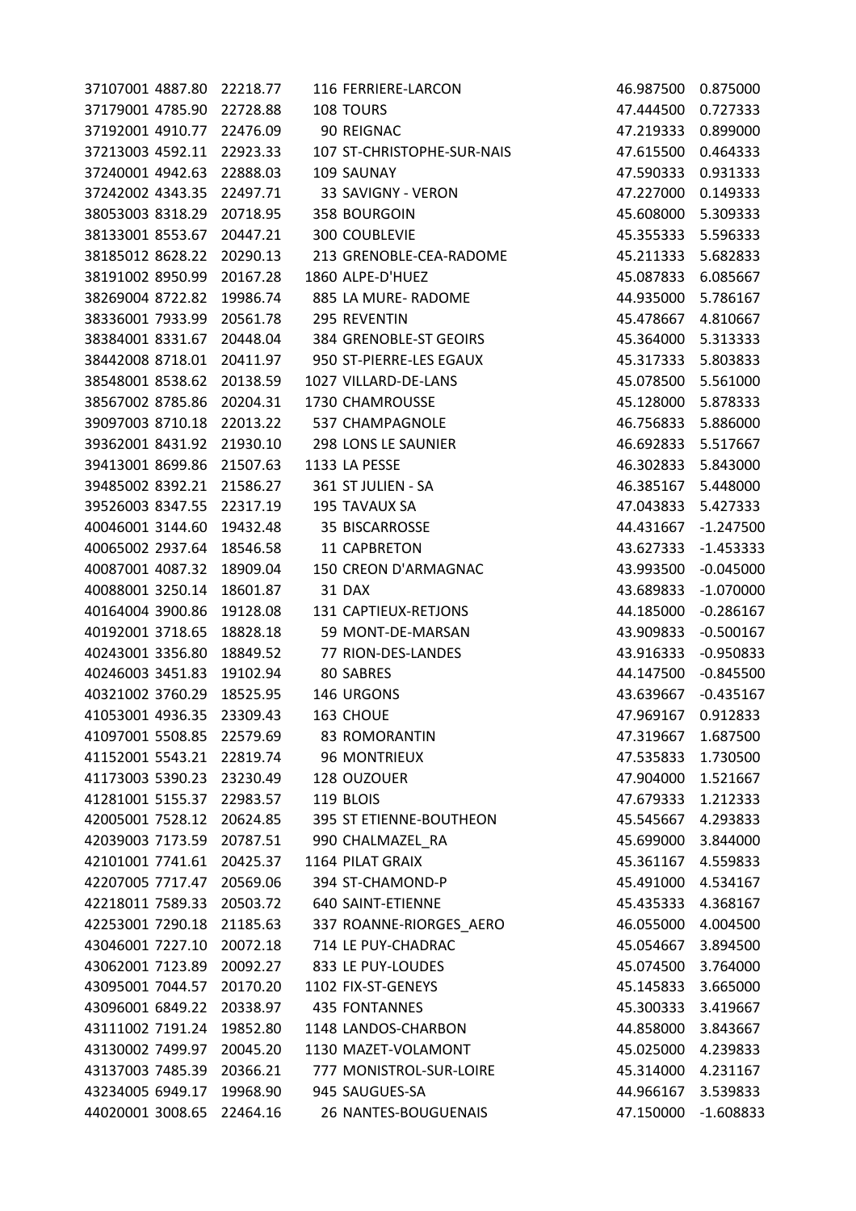| | | | | | | |
|---|---|---|---|---|---|---|
| 37107001 | 4887.80 | 22218.77 | 116 | FERRIERE-LARCON | 46.987500 | 0.875000 |
| 37179001 | 4785.90 | 22728.88 | 108 | TOURS | 47.444500 | 0.727333 |
| 37192001 | 4910.77 | 22476.09 | 90 | REIGNAC | 47.219333 | 0.899000 |
| 37213003 | 4592.11 | 22923.33 | 107 | ST-CHRISTOPHE-SUR-NAIS | 47.615500 | 0.464333 |
| 37240001 | 4942.63 | 22888.03 | 109 | SAUNAY | 47.590333 | 0.931333 |
| 37242002 | 4343.35 | 22497.71 | 33 | SAVIGNY - VERON | 47.227000 | 0.149333 |
| 38053003 | 8318.29 | 20718.95 | 358 | BOURGOIN | 45.608000 | 5.309333 |
| 38133001 | 8553.67 | 20447.21 | 300 | COUBLEVIE | 45.355333 | 5.596333 |
| 38185012 | 8628.22 | 20290.13 | 213 | GRENOBLE-CEA-RADOME | 45.211333 | 5.682833 |
| 38191002 | 8950.99 | 20167.28 | 1860 | ALPE-D'HUEZ | 45.087833 | 6.085667 |
| 38269004 | 8722.82 | 19986.74 | 885 | LA MURE- RADOME | 44.935000 | 5.786167 |
| 38336001 | 7933.99 | 20561.78 | 295 | REVENTIN | 45.478667 | 4.810667 |
| 38384001 | 8331.67 | 20448.04 | 384 | GRENOBLE-ST GEOIRS | 45.364000 | 5.313333 |
| 38442008 | 8718.01 | 20411.97 | 950 | ST-PIERRE-LES EGAUX | 45.317333 | 5.803833 |
| 38548001 | 8538.62 | 20138.59 | 1027 | VILLARD-DE-LANS | 45.078500 | 5.561000 |
| 38567002 | 8785.86 | 20204.31 | 1730 | CHAMROUSSE | 45.128000 | 5.878333 |
| 39097003 | 8710.18 | 22013.22 | 537 | CHAMPAGNOLE | 46.756833 | 5.886000 |
| 39362001 | 8431.92 | 21930.10 | 298 | LONS LE SAUNIER | 46.692833 | 5.517667 |
| 39413001 | 8699.86 | 21507.63 | 1133 | LA PESSE | 46.302833 | 5.843000 |
| 39485002 | 8392.21 | 21586.27 | 361 | ST JULIEN - SA | 46.385167 | 5.448000 |
| 39526003 | 8347.55 | 22317.19 | 195 | TAVAUX SA | 47.043833 | 5.427333 |
| 40046001 | 3144.60 | 19432.48 | 35 | BISCARROSSE | 44.431667 | -1.247500 |
| 40065002 | 2937.64 | 18546.58 | 11 | CAPBRETON | 43.627333 | -1.453333 |
| 40087001 | 4087.32 | 18909.04 | 150 | CREON D'ARMAGNAC | 43.993500 | -0.045000 |
| 40088001 | 3250.14 | 18601.87 | 31 | DAX | 43.689833 | -1.070000 |
| 40164004 | 3900.86 | 19128.08 | 131 | CAPTIEUX-RETJONS | 44.185000 | -0.286167 |
| 40192001 | 3718.65 | 18828.18 | 59 | MONT-DE-MARSAN | 43.909833 | -0.500167 |
| 40243001 | 3356.80 | 18849.52 | 77 | RION-DES-LANDES | 43.916333 | -0.950833 |
| 40246003 | 3451.83 | 19102.94 | 80 | SABRES | 44.147500 | -0.845500 |
| 40321002 | 3760.29 | 18525.95 | 146 | URGONS | 43.639667 | -0.435167 |
| 41053001 | 4936.35 | 23309.43 | 163 | CHOUE | 47.969167 | 0.912833 |
| 41097001 | 5508.85 | 22579.69 | 83 | ROMORANTIN | 47.319667 | 1.687500 |
| 41152001 | 5543.21 | 22819.74 | 96 | MONTRIEUX | 47.535833 | 1.730500 |
| 41173003 | 5390.23 | 23230.49 | 128 | OUZOUER | 47.904000 | 1.521667 |
| 41281001 | 5155.37 | 22983.57 | 119 | BLOIS | 47.679333 | 1.212333 |
| 42005001 | 7528.12 | 20624.85 | 395 | ST ETIENNE-BOUTHEON | 45.545667 | 4.293833 |
| 42039003 | 7173.59 | 20787.51 | 990 | CHALMAZEL_RA | 45.699000 | 3.844000 |
| 42101001 | 7741.61 | 20425.37 | 1164 | PILAT GRAIX | 45.361167 | 4.559833 |
| 42207005 | 7717.47 | 20569.06 | 394 | ST-CHAMOND-P | 45.491000 | 4.534167 |
| 42218011 | 7589.33 | 20503.72 | 640 | SAINT-ETIENNE | 45.435333 | 4.368167 |
| 42253001 | 7290.18 | 21185.63 | 337 | ROANNE-RIORGES_AERO | 46.055000 | 4.004500 |
| 43046001 | 7227.10 | 20072.18 | 714 | LE PUY-CHADRAC | 45.054667 | 3.894500 |
| 43062001 | 7123.89 | 20092.27 | 833 | LE PUY-LOUDES | 45.074500 | 3.764000 |
| 43095001 | 7044.57 | 20170.20 | 1102 | FIX-ST-GENEYS | 45.145833 | 3.665000 |
| 43096001 | 6849.22 | 20338.97 | 435 | FONTANNES | 45.300333 | 3.419667 |
| 43111002 | 7191.24 | 19852.80 | 1148 | LANDOS-CHARBON | 44.858000 | 3.843667 |
| 43130002 | 7499.97 | 20045.20 | 1130 | MAZET-VOLAMONT | 45.025000 | 4.239833 |
| 43137003 | 7485.39 | 20366.21 | 777 | MONISTROL-SUR-LOIRE | 45.314000 | 4.231167 |
| 43234005 | 6949.17 | 19968.90 | 945 | SAUGUES-SA | 44.966167 | 3.539833 |
| 44020001 | 3008.65 | 22464.16 | 26 | NANTES-BOUGUENAIS | 47.150000 | -1.608833 |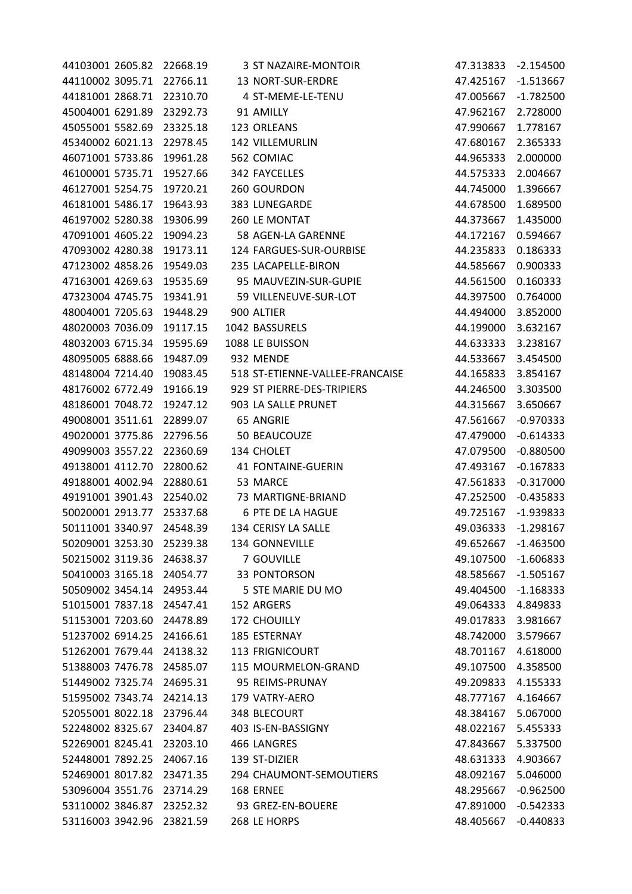| | | | | | | |
|---|---|---|---|---|---|---|
| 44103001 | 2605.82 | 22668.19 | 3 | ST NAZAIRE-MONTOIR | 47.313833 | -2.154500 |
| 44110002 | 3095.71 | 22766.11 | 13 | NORT-SUR-ERDRE | 47.425167 | -1.513667 |
| 44181001 | 2868.71 | 22310.70 | 4 | ST-MEME-LE-TENU | 47.005667 | -1.782500 |
| 45004001 | 6291.89 | 23292.73 | 91 | AMILLY | 47.962167 | 2.728000 |
| 45055001 | 5582.69 | 23325.18 | 123 | ORLEANS | 47.990667 | 1.778167 |
| 45340002 | 6021.13 | 22978.45 | 142 | VILLEMURLIN | 47.680167 | 2.365333 |
| 46071001 | 5733.86 | 19961.28 | 562 | COMIAC | 44.965333 | 2.000000 |
| 46100001 | 5735.71 | 19527.66 | 342 | FAYCELLES | 44.575333 | 2.004667 |
| 46127001 | 5254.75 | 19720.21 | 260 | GOURDON | 44.745000 | 1.396667 |
| 46181001 | 5486.17 | 19643.93 | 383 | LUNEGARDE | 44.678500 | 1.689500 |
| 46197002 | 5280.38 | 19306.99 | 260 | LE MONTAT | 44.373667 | 1.435000 |
| 47091001 | 4605.22 | 19094.23 | 58 | AGEN-LA GARENNE | 44.172167 | 0.594667 |
| 47093002 | 4280.38 | 19173.11 | 124 | FARGUES-SUR-OURBISE | 44.235833 | 0.186333 |
| 47123002 | 4858.26 | 19549.03 | 235 | LACAPELLE-BIRON | 44.585667 | 0.900333 |
| 47163001 | 4269.63 | 19535.69 | 95 | MAUVEZIN-SUR-GUPIE | 44.561500 | 0.160333 |
| 47323004 | 4745.75 | 19341.91 | 59 | VILLENEUVE-SUR-LOT | 44.397500 | 0.764000 |
| 48004001 | 7205.63 | 19448.29 | 900 | ALTIER | 44.494000 | 3.852000 |
| 48020003 | 7036.09 | 19117.15 | 1042 | BASSURELS | 44.199000 | 3.632167 |
| 48032003 | 6715.34 | 19595.69 | 1088 | LE BUISSON | 44.633333 | 3.238167 |
| 48095005 | 6888.66 | 19487.09 | 932 | MENDE | 44.533667 | 3.454500 |
| 48148004 | 7214.40 | 19083.45 | 518 | ST-ETIENNE-VALLEE-FRANCAISE | 44.165833 | 3.854167 |
| 48176002 | 6772.49 | 19166.19 | 929 | ST PIERRE-DES-TRIPIERS | 44.246500 | 3.303500 |
| 48186001 | 7048.72 | 19247.12 | 903 | LA SALLE PRUNET | 44.315667 | 3.650667 |
| 49008001 | 3511.61 | 22899.07 | 65 | ANGRIE | 47.561667 | -0.970333 |
| 49020001 | 3775.86 | 22796.56 | 50 | BEAUCOUZE | 47.479000 | -0.614333 |
| 49099003 | 3557.22 | 22360.69 | 134 | CHOLET | 47.079500 | -0.880500 |
| 49138001 | 4112.70 | 22800.62 | 41 | FONTAINE-GUERIN | 47.493167 | -0.167833 |
| 49188001 | 4002.94 | 22880.61 | 53 | MARCE | 47.561833 | -0.317000 |
| 49191001 | 3901.43 | 22540.02 | 73 | MARTIGNE-BRIAND | 47.252500 | -0.435833 |
| 50020001 | 2913.77 | 25337.68 | 6 | PTE DE LA HAGUE | 49.725167 | -1.939833 |
| 50111001 | 3340.97 | 24548.39 | 134 | CERISY LA SALLE | 49.036333 | -1.298167 |
| 50209001 | 3253.30 | 25239.38 | 134 | GONNEVILLE | 49.652667 | -1.463500 |
| 50215002 | 3119.36 | 24638.37 | 7 | GOUVILLE | 49.107500 | -1.606833 |
| 50410003 | 3165.18 | 24054.77 | 33 | PONTORSON | 48.585667 | -1.505167 |
| 50509002 | 3454.14 | 24953.44 | 5 | STE MARIE DU MO | 49.404500 | -1.168333 |
| 51015001 | 7837.18 | 24547.41 | 152 | ARGERS | 49.064333 | 4.849833 |
| 51153001 | 7203.60 | 24478.89 | 172 | CHOUILLY | 49.017833 | 3.981667 |
| 51237002 | 6914.25 | 24166.61 | 185 | ESTERNAY | 48.742000 | 3.579667 |
| 51262001 | 7679.44 | 24138.32 | 113 | FRIGNICOURT | 48.701167 | 4.618000 |
| 51388003 | 7476.78 | 24585.07 | 115 | MOURMELON-GRAND | 49.107500 | 4.358500 |
| 51449002 | 7325.74 | 24695.31 | 95 | REIMS-PRUNAY | 49.209833 | 4.155333 |
| 51595002 | 7343.74 | 24214.13 | 179 | VATRY-AERO | 48.777167 | 4.164667 |
| 52055001 | 8022.18 | 23796.44 | 348 | BLECOURT | 48.384167 | 5.067000 |
| 52248002 | 8325.67 | 23404.87 | 403 | IS-EN-BASSIGNY | 48.022167 | 5.455333 |
| 52269001 | 8245.41 | 23203.10 | 466 | LANGRES | 47.843667 | 5.337500 |
| 52448001 | 7892.25 | 24067.16 | 139 | ST-DIZIER | 48.631333 | 4.903667 |
| 52469001 | 8017.82 | 23471.35 | 294 | CHAUMONT-SEMOUTIERS | 48.092167 | 5.046000 |
| 53096004 | 3551.76 | 23714.29 | 168 | ERNEE | 48.295667 | -0.962500 |
| 53110002 | 3846.87 | 23252.32 | 93 | GREZ-EN-BOUERE | 47.891000 | -0.542333 |
| 53116003 | 3942.96 | 23821.59 | 268 | LE HORPS | 48.405667 | -0.440833 |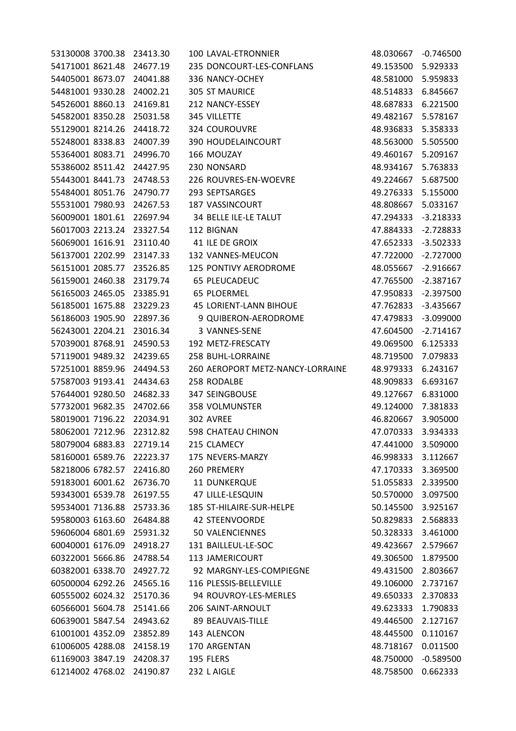| | | | | | | |
|---|---|---|---|---|---|---|
| 53130008 | 3700.38 | 23413.30 | 100 | LAVAL-ETRONNIER | 48.030667 | -0.746500 |
| 54171001 | 8621.48 | 24677.19 | 235 | DONCOURT-LES-CONFLANS | 49.153500 | 5.929333 |
| 54405001 | 8673.07 | 24041.88 | 336 | NANCY-OCHEY | 48.581000 | 5.959833 |
| 54481001 | 9330.28 | 24002.21 | 305 | ST MAURICE | 48.514833 | 6.845667 |
| 54526001 | 8860.13 | 24169.81 | 212 | NANCY-ESSEY | 48.687833 | 6.221500 |
| 54582001 | 8350.28 | 25031.58 | 345 | VILLETTE | 49.482167 | 5.578167 |
| 55129001 | 8214.26 | 24418.72 | 324 | COUROUVRE | 48.936833 | 5.358333 |
| 55248001 | 8338.83 | 24007.39 | 390 | HOUDELAINCOURT | 48.563000 | 5.505500 |
| 55364001 | 8083.71 | 24996.70 | 166 | MOUZAY | 49.460167 | 5.209167 |
| 55386002 | 8511.42 | 24427.95 | 230 | NONSARD | 48.934167 | 5.763833 |
| 55443001 | 8441.73 | 24748.53 | 226 | ROUVRES-EN-WOEVRE | 49.224667 | 5.687500 |
| 55484001 | 8051.76 | 24790.77 | 293 | SEPTSARGES | 49.276333 | 5.155000 |
| 55531001 | 7980.93 | 24267.53 | 187 | VASSINCOURT | 48.808667 | 5.033167 |
| 56009001 | 1801.61 | 22697.94 | 34 | BELLE ILE-LE TALUT | 47.294333 | -3.218333 |
| 56017003 | 2213.24 | 23327.54 | 112 | BIGNAN | 47.884333 | -2.728833 |
| 56069001 | 1616.91 | 23110.40 | 41 | ILE DE GROIX | 47.652333 | -3.502333 |
| 56137001 | 2202.99 | 23147.33 | 132 | VANNES-MEUCON | 47.722000 | -2.727000 |
| 56151001 | 2085.77 | 23526.85 | 125 | PONTIVY AERODROME | 48.055667 | -2.916667 |
| 56159001 | 2460.38 | 23179.74 | 65 | PLEUCADEUC | 47.765500 | -2.387167 |
| 56165003 | 2465.05 | 23385.91 | 65 | PLOERMEL | 47.950833 | -2.397500 |
| 56185001 | 1675.88 | 23229.23 | 45 | LORIENT-LANN BIHOUE | 47.762833 | -3.435667 |
| 56186003 | 1905.90 | 22897.36 | 9 | QUIBERON-AERODROME | 47.479833 | -3.099000 |
| 56243001 | 2204.21 | 23016.34 | 3 | VANNES-SENE | 47.604500 | -2.714167 |
| 57039001 | 8768.91 | 24590.53 | 192 | METZ-FRESCATY | 49.069500 | 6.125333 |
| 57119001 | 9489.32 | 24239.65 | 258 | BUHL-LORRAINE | 48.719500 | 7.079833 |
| 57251001 | 8859.96 | 24494.53 | 260 | AEROPORT METZ-NANCY-LORRAINE | 48.979333 | 6.243167 |
| 57587003 | 9193.41 | 24434.63 | 258 | RODALBE | 48.909833 | 6.693167 |
| 57644001 | 9280.50 | 24682.33 | 347 | SEINGBOUSE | 49.127667 | 6.831000 |
| 57732001 | 9682.35 | 24702.66 | 358 | VOLMUNSTER | 49.124000 | 7.381833 |
| 58019001 | 7196.22 | 22034.91 | 302 | AVREE | 46.820667 | 3.905000 |
| 58062001 | 7212.96 | 22312.82 | 598 | CHATEAU CHINON | 47.070333 | 3.934333 |
| 58079004 | 6883.83 | 22719.14 | 215 | CLAMECY | 47.441000 | 3.509000 |
| 58160001 | 6589.76 | 22223.37 | 175 | NEVERS-MARZY | 46.998333 | 3.112667 |
| 58218006 | 6782.57 | 22416.80 | 260 | PREMERY | 47.170333 | 3.369500 |
| 59183001 | 6001.62 | 26736.70 | 11 | DUNKERQUE | 51.055833 | 2.339500 |
| 59343001 | 6539.78 | 26197.55 | 47 | LILLE-LESQUIN | 50.570000 | 3.097500 |
| 59534001 | 7136.88 | 25733.36 | 185 | ST-HILAIRE-SUR-HELPE | 50.145500 | 3.925167 |
| 59580003 | 6163.60 | 26484.88 | 42 | STEENVOORDE | 50.829833 | 2.568833 |
| 59606004 | 6801.69 | 25931.32 | 50 | VALENCIENNES | 50.328333 | 3.461000 |
| 60040001 | 6176.09 | 24918.27 | 131 | BAILLEUL-LE-SOC | 49.423667 | 2.579667 |
| 60322001 | 5666.86 | 24788.54 | 113 | JAMERICOURT | 49.306500 | 1.879500 |
| 60382001 | 6338.70 | 24927.72 | 92 | MARGNY-LES-COMPIEGNE | 49.431500 | 2.803667 |
| 60500004 | 6292.26 | 24565.16 | 116 | PLESSIS-BELLEVILLE | 49.106000 | 2.737167 |
| 60555002 | 6024.32 | 25170.36 | 94 | ROUVROY-LES-MERLES | 49.650333 | 2.370833 |
| 60566001 | 5604.78 | 25141.66 | 206 | SAINT-ARNOULT | 49.623333 | 1.790833 |
| 60639001 | 5847.54 | 24943.62 | 89 | BEAUVAIS-TILLE | 49.446500 | 2.127167 |
| 61001001 | 4352.09 | 23852.89 | 143 | ALENCON | 48.445500 | 0.110167 |
| 61006005 | 4288.08 | 24158.19 | 170 | ARGENTAN | 48.718167 | 0.011500 |
| 61169003 | 3847.19 | 24208.37 | 195 | FLERS | 48.750000 | -0.589500 |
| 61214002 | 4768.02 | 24190.87 | 232 | L AIGLE | 48.758500 | 0.662333 |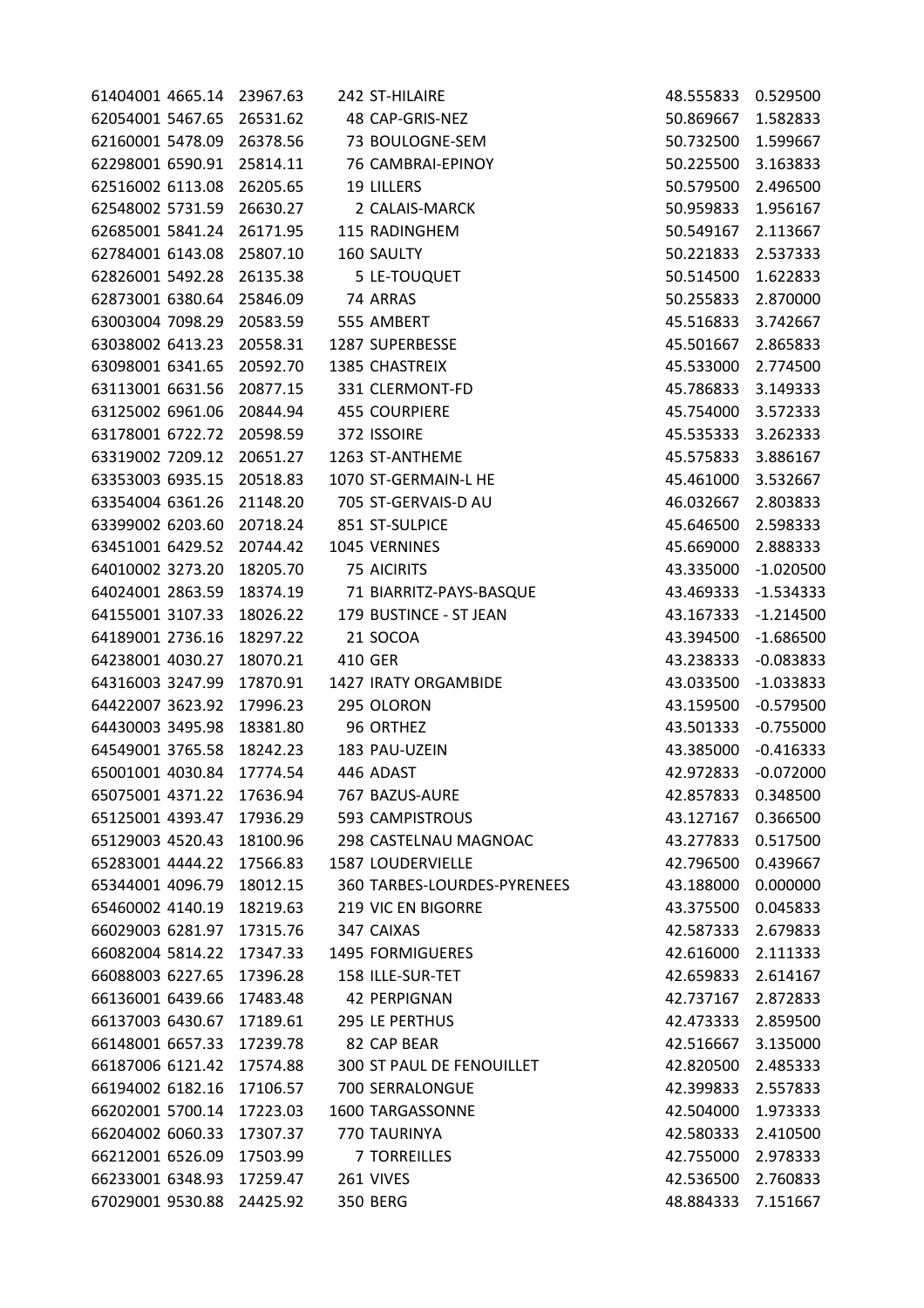| | | | | | |
|---|---|---|---|---|---|
| 61404001 | 4665.14 | 23967.63 | 242 ST-HILAIRE | 48.555833 | 0.529500 |
| 62054001 | 5467.65 | 26531.62 | 48 CAP-GRIS-NEZ | 50.869667 | 1.582833 |
| 62160001 | 5478.09 | 26378.56 | 73 BOULOGNE-SEM | 50.732500 | 1.599667 |
| 62298001 | 6590.91 | 25814.11 | 76 CAMBRAI-EPINOY | 50.225500 | 3.163833 |
| 62516002 | 6113.08 | 26205.65 | 19 LILLERS | 50.579500 | 2.496500 |
| 62548002 | 5731.59 | 26630.27 | 2 CALAIS-MARCK | 50.959833 | 1.956167 |
| 62685001 | 5841.24 | 26171.95 | 115 RADINGHEM | 50.549167 | 2.113667 |
| 62784001 | 6143.08 | 25807.10 | 160 SAULTY | 50.221833 | 2.537333 |
| 62826001 | 5492.28 | 26135.38 | 5 LE-TOUQUET | 50.514500 | 1.622833 |
| 62873001 | 6380.64 | 25846.09 | 74 ARRAS | 50.255833 | 2.870000 |
| 63003004 | 7098.29 | 20583.59 | 555 AMBERT | 45.516833 | 3.742667 |
| 63038002 | 6413.23 | 20558.31 | 1287 SUPERBESSE | 45.501667 | 2.865833 |
| 63098001 | 6341.65 | 20592.70 | 1385 CHASTREIX | 45.533000 | 2.774500 |
| 63113001 | 6631.56 | 20877.15 | 331 CLERMONT-FD | 45.786833 | 3.149333 |
| 63125002 | 6961.06 | 20844.94 | 455 COURPIERE | 45.754000 | 3.572333 |
| 63178001 | 6722.72 | 20598.59 | 372 ISSOIRE | 45.535333 | 3.262333 |
| 63319002 | 7209.12 | 20651.27 | 1263 ST-ANTHEME | 45.575833 | 3.886167 |
| 63353003 | 6935.15 | 20518.83 | 1070 ST-GERMAIN-L HE | 45.461000 | 3.532667 |
| 63354004 | 6361.26 | 21148.20 | 705 ST-GERVAIS-D AU | 46.032667 | 2.803833 |
| 63399002 | 6203.60 | 20718.24 | 851 ST-SULPICE | 45.646500 | 2.598333 |
| 63451001 | 6429.52 | 20744.42 | 1045 VERNINES | 45.669000 | 2.888333 |
| 64010002 | 3273.20 | 18205.70 | 75 AICIRITS | 43.335000 | -1.020500 |
| 64024001 | 2863.59 | 18374.19 | 71 BIARRITZ-PAYS-BASQUE | 43.469333 | -1.534333 |
| 64155001 | 3107.33 | 18026.22 | 179 BUSTINCE - ST JEAN | 43.167333 | -1.214500 |
| 64189001 | 2736.16 | 18297.22 | 21 SOCOA | 43.394500 | -1.686500 |
| 64238001 | 4030.27 | 18070.21 | 410 GER | 43.238333 | -0.083833 |
| 64316003 | 3247.99 | 17870.91 | 1427 IRATY ORGAMBIDE | 43.033500 | -1.033833 |
| 64422007 | 3623.92 | 17996.23 | 295 OLORON | 43.159500 | -0.579500 |
| 64430003 | 3495.98 | 18381.80 | 96 ORTHEZ | 43.501333 | -0.755000 |
| 64549001 | 3765.58 | 18242.23 | 183 PAU-UZEIN | 43.385000 | -0.416333 |
| 65001001 | 4030.84 | 17774.54 | 446 ADAST | 42.972833 | -0.072000 |
| 65075001 | 4371.22 | 17636.94 | 767 BAZUS-AURE | 42.857833 | 0.348500 |
| 65125001 | 4393.47 | 17936.29 | 593 CAMPISTROUS | 43.127167 | 0.366500 |
| 65129003 | 4520.43 | 18100.96 | 298 CASTELNAU MAGNOAC | 43.277833 | 0.517500 |
| 65283001 | 4444.22 | 17566.83 | 1587 LOUDERVIELLE | 42.796500 | 0.439667 |
| 65344001 | 4096.79 | 18012.15 | 360 TARBES-LOURDES-PYRENEES | 43.188000 | 0.000000 |
| 65460002 | 4140.19 | 18219.63 | 219 VIC EN BIGORRE | 43.375500 | 0.045833 |
| 66029003 | 6281.97 | 17315.76 | 347 CAIXAS | 42.587333 | 2.679833 |
| 66082004 | 5814.22 | 17347.33 | 1495 FORMIGUERES | 42.616000 | 2.111333 |
| 66088003 | 6227.65 | 17396.28 | 158 ILLE-SUR-TET | 42.659833 | 2.614167 |
| 66136001 | 6439.66 | 17483.48 | 42 PERPIGNAN | 42.737167 | 2.872833 |
| 66137003 | 6430.67 | 17189.61 | 295 LE PERTHUS | 42.473333 | 2.859500 |
| 66148001 | 6657.33 | 17239.78 | 82 CAP BEAR | 42.516667 | 3.135000 |
| 66187006 | 6121.42 | 17574.88 | 300 ST PAUL DE FENOUILLET | 42.820500 | 2.485333 |
| 66194002 | 6182.16 | 17106.57 | 700 SERRALONGUE | 42.399833 | 2.557833 |
| 66202001 | 5700.14 | 17223.03 | 1600 TARGASSONNE | 42.504000 | 1.973333 |
| 66204002 | 6060.33 | 17307.37 | 770 TAURINYA | 42.580333 | 2.410500 |
| 66212001 | 6526.09 | 17503.99 | 7 TORREILLES | 42.755000 | 2.978333 |
| 66233001 | 6348.93 | 17259.47 | 261 VIVES | 42.536500 | 2.760833 |
| 67029001 | 9530.88 | 24425.92 | 350 BERG | 48.884333 | 7.151667 |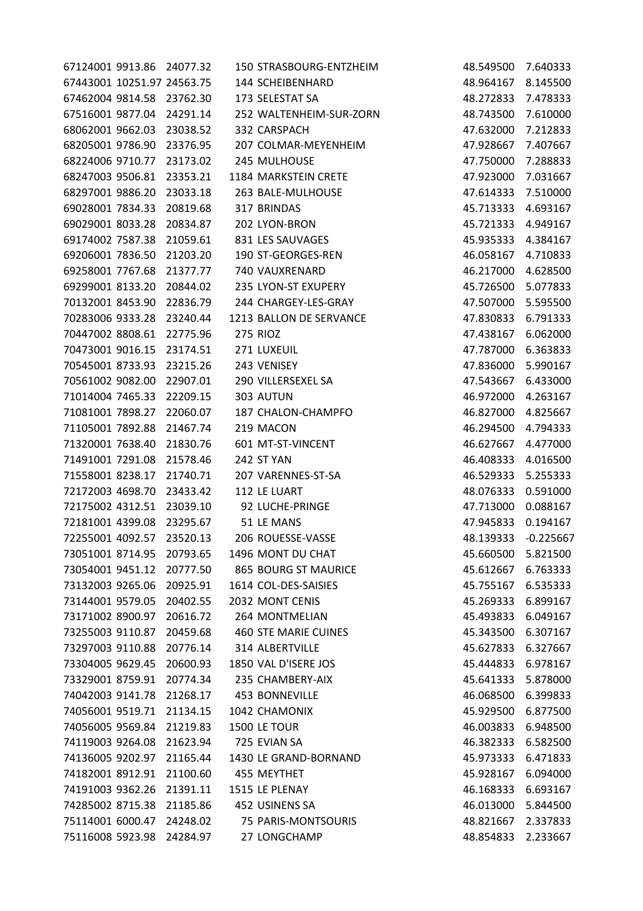| | | | | | | |
|---|---|---|---|---|---|---|
| 67124001 | 9913.86 | 24077.32 | 150 | STRASBOURG-ENTZHEIM | 48.549500 | 7.640333 |
| 67443001 | 10251.97 | 24563.75 | 144 | SCHEIBENHARD | 48.964167 | 8.145500 |
| 67462004 | 9814.58 | 23762.30 | 173 | SELESTAT SA | 48.272833 | 7.478333 |
| 67516001 | 9877.04 | 24291.14 | 252 | WALTENHEIM-SUR-ZORN | 48.743500 | 7.610000 |
| 68062001 | 9662.03 | 23038.52 | 332 | CARSPACH | 47.632000 | 7.212833 |
| 68205001 | 9786.90 | 23376.95 | 207 | COLMAR-MEYENHEIM | 47.928667 | 7.407667 |
| 68224006 | 9710.77 | 23173.02 | 245 | MULHOUSE | 47.750000 | 7.288833 |
| 68247003 | 9506.81 | 23353.21 | 1184 | MARKSTEIN CRETE | 47.923000 | 7.031667 |
| 68297001 | 9886.20 | 23033.18 | 263 | BALE-MULHOUSE | 47.614333 | 7.510000 |
| 69028001 | 7834.33 | 20819.68 | 317 | BRINDAS | 45.713333 | 4.693167 |
| 69029001 | 8033.28 | 20834.87 | 202 | LYON-BRON | 45.721333 | 4.949167 |
| 69174002 | 7587.38 | 21059.61 | 831 | LES SAUVAGES | 45.935333 | 4.384167 |
| 69206001 | 7836.50 | 21203.20 | 190 | ST-GEORGES-REN | 46.058167 | 4.710833 |
| 69258001 | 7767.68 | 21377.77 | 740 | VAUXRENARD | 46.217000 | 4.628500 |
| 69299001 | 8133.20 | 20844.02 | 235 | LYON-ST EXUPERY | 45.726500 | 5.077833 |
| 70132001 | 8453.90 | 22836.79 | 244 | CHARGEY-LES-GRAY | 47.507000 | 5.595500 |
| 70283006 | 9333.28 | 23240.44 | 1213 | BALLON DE SERVANCE | 47.830833 | 6.791333 |
| 70447002 | 8808.61 | 22775.96 | 275 | RIOZ | 47.438167 | 6.062000 |
| 70473001 | 9016.15 | 23174.51 | 271 | LUXEUIL | 47.787000 | 6.363833 |
| 70545001 | 8733.93 | 23215.26 | 243 | VENISEY | 47.836000 | 5.990167 |
| 70561002 | 9082.00 | 22907.01 | 290 | VILLERSEXEL SA | 47.543667 | 6.433000 |
| 71014004 | 7465.33 | 22209.15 | 303 | AUTUN | 46.972000 | 4.263167 |
| 71081001 | 7898.27 | 22060.07 | 187 | CHALON-CHAMPFO | 46.827000 | 4.825667 |
| 71105001 | 7892.88 | 21467.74 | 219 | MACON | 46.294500 | 4.794333 |
| 71320001 | 7638.40 | 21830.76 | 601 | MT-ST-VINCENT | 46.627667 | 4.477000 |
| 71491001 | 7291.08 | 21578.46 | 242 | ST YAN | 46.408333 | 4.016500 |
| 71558001 | 8238.17 | 21740.71 | 207 | VARENNES-ST-SA | 46.529333 | 5.255333 |
| 72172003 | 4698.70 | 23433.42 | 112 | LE LUART | 48.076333 | 0.591000 |
| 72175002 | 4312.51 | 23039.10 | 92 | LUCHE-PRINGE | 47.713000 | 0.088167 |
| 72181001 | 4399.08 | 23295.67 | 51 | LE MANS | 47.945833 | 0.194167 |
| 72255001 | 4092.57 | 23520.13 | 206 | ROUESSE-VASSE | 48.139333 | -0.225667 |
| 73051007 | 8714.95 | 20793.65 | 1496 | MONT DU CHAT | 45.660500 | 5.821500 |
| 73054001 | 9451.12 | 20777.50 | 865 | BOURG ST MAURICE | 45.612667 | 6.763333 |
| 73132003 | 9265.06 | 20925.91 | 1614 | COL-DES-SAISIES | 45.755167 | 6.535333 |
| 73144001 | 9579.05 | 20402.55 | 2032 | MONT CENIS | 45.269333 | 6.899167 |
| 73171002 | 8900.97 | 20616.72 | 264 | MONTMELIAN | 45.493833 | 6.049167 |
| 73255003 | 9110.87 | 20459.68 | 460 | STE MARIE CUINES | 45.343500 | 6.307167 |
| 73297003 | 9110.88 | 20776.14 | 314 | ALBERTVILLE | 45.627833 | 6.327667 |
| 73304005 | 9629.45 | 20600.93 | 1850 | VAL D'ISERE JOS | 45.444833 | 6.978167 |
| 73329001 | 8759.91 | 20774.34 | 235 | CHAMBERY-AIX | 45.641333 | 5.878000 |
| 74042003 | 9141.78 | 21268.17 | 453 | BONNEVILLE | 46.068500 | 6.399833 |
| 74056001 | 9519.71 | 21134.15 | 1042 | CHAMONIX | 45.929500 | 6.877500 |
| 74056005 | 9569.84 | 21219.83 | 1500 | LE TOUR | 46.003833 | 6.948500 |
| 74119003 | 9264.08 | 21623.94 | 725 | EVIAN SA | 46.382333 | 6.582500 |
| 74136005 | 9202.97 | 21165.44 | 1430 | LE GRAND-BORNAND | 45.973333 | 6.471833 |
| 74182001 | 8912.91 | 21100.60 | 455 | MEYTHET | 45.928167 | 6.094000 |
| 74191003 | 9362.26 | 21391.11 | 1515 | LE PLENAY | 46.168333 | 6.693167 |
| 74285002 | 8715.38 | 21185.86 | 452 | USINENS SA | 46.013000 | 5.844500 |
| 75114001 | 6000.47 | 24248.02 | 75 | PARIS-MONTSOURIS | 48.821667 | 2.337833 |
| 75116008 | 5923.98 | 24284.97 | 27 | LONGCHAMP | 48.854833 | 2.233667 |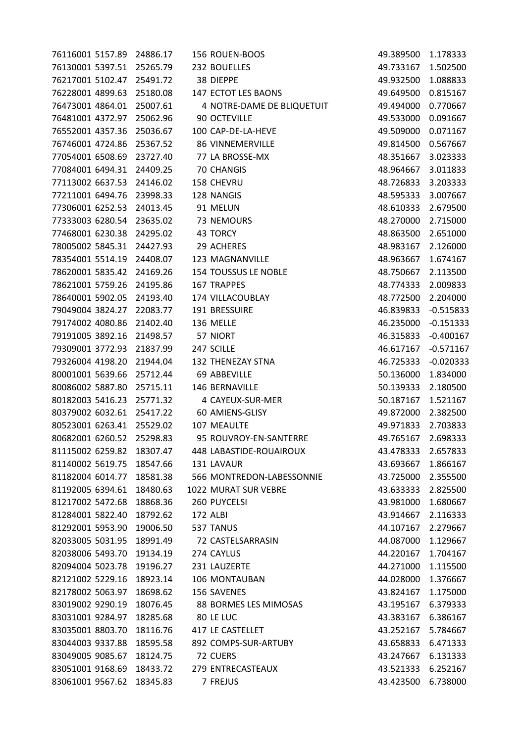| | | | | | |
|---|---|---|---|---|---|
| 76116001 | 5157.89 | 24886.17 | 156 ROUEN-BOOS | 49.389500 | 1.178333 |
| 76130001 | 5397.51 | 25265.79 | 232 BOUELLES | 49.733167 | 1.502500 |
| 76217001 | 5102.47 | 25491.72 | 38 DIEPPE | 49.932500 | 1.088833 |
| 76228001 | 4899.63 | 25180.08 | 147 ECTOT LES BAONS | 49.649500 | 0.815167 |
| 76473001 | 4864.01 | 25007.61 | 4 NOTRE-DAME DE BLIQUETUIT | 49.494000 | 0.770667 |
| 76481001 | 4372.97 | 25062.96 | 90 OCTEVILLE | 49.533000 | 0.091667 |
| 76552001 | 4357.36 | 25036.67 | 100 CAP-DE-LA-HEVE | 49.509000 | 0.071167 |
| 76746001 | 4724.86 | 25367.52 | 86 VINNEMERVILLE | 49.814500 | 0.567667 |
| 77054001 | 6508.69 | 23727.40 | 77 LA BROSSE-MX | 48.351667 | 3.023333 |
| 77084001 | 6494.31 | 24409.25 | 70 CHANGIS | 48.964667 | 3.011833 |
| 77113002 | 6637.53 | 24146.02 | 158 CHEVRU | 48.726833 | 3.203333 |
| 77211001 | 6494.76 | 23998.33 | 128 NANGIS | 48.595333 | 3.007667 |
| 77306001 | 6252.53 | 24013.45 | 91 MELUN | 48.610333 | 2.679500 |
| 77333003 | 6280.54 | 23635.02 | 73 NEMOURS | 48.270000 | 2.715000 |
| 77468001 | 6230.38 | 24295.02 | 43 TORCY | 48.863500 | 2.651000 |
| 78005002 | 5845.31 | 24427.93 | 29 ACHERES | 48.983167 | 2.126000 |
| 78354001 | 5514.19 | 24408.07 | 123 MAGNANVILLE | 48.963667 | 1.674167 |
| 78620001 | 5835.42 | 24169.26 | 154 TOUSSUS LE NOBLE | 48.750667 | 2.113500 |
| 78621001 | 5759.26 | 24195.86 | 167 TRAPPES | 48.774333 | 2.009833 |
| 78640001 | 5902.05 | 24193.40 | 174 VILLACOUBLAY | 48.772500 | 2.204000 |
| 79049004 | 3824.27 | 22083.77 | 191 BRESSUIRE | 46.839833 | -0.515833 |
| 79174002 | 4080.86 | 21402.40 | 136 MELLE | 46.235000 | -0.151333 |
| 79191005 | 3892.16 | 21498.57 | 57 NIORT | 46.315833 | -0.400167 |
| 79309001 | 3772.93 | 21837.99 | 247 SCILLE | 46.617167 | -0.571167 |
| 79326004 | 4198.20 | 21944.04 | 132 THENEZAY STNA | 46.725333 | -0.020333 |
| 80001001 | 5639.66 | 25712.44 | 69 ABBEVILLE | 50.136000 | 1.834000 |
| 80086002 | 5887.80 | 25715.11 | 146 BERNAVILLE | 50.139333 | 2.180500 |
| 80182003 | 5416.23 | 25771.32 | 4 CAYEUX-SUR-MER | 50.187167 | 1.521167 |
| 80379002 | 6032.61 | 25417.22 | 60 AMIENS-GLISY | 49.872000 | 2.382500 |
| 80523001 | 6263.41 | 25529.02 | 107 MEAULTE | 49.971833 | 2.703833 |
| 80682001 | 6260.52 | 25298.83 | 95 ROUVROY-EN-SANTERRE | 49.765167 | 2.698333 |
| 81115002 | 6259.82 | 18307.47 | 448 LABASTIDE-ROUAIROUX | 43.478333 | 2.657833 |
| 81140002 | 5619.75 | 18547.66 | 131 LAVAUR | 43.693667 | 1.866167 |
| 81182004 | 6014.77 | 18581.38 | 566 MONTREDON-LABESSONNIE | 43.725000 | 2.355500 |
| 81192005 | 6394.61 | 18480.63 | 1022 MURAT SUR VEBRE | 43.633333 | 2.825500 |
| 81217002 | 5472.68 | 18868.36 | 260 PUYCELSI | 43.981000 | 1.680667 |
| 81284001 | 5822.40 | 18792.62 | 172 ALBI | 43.914667 | 2.116333 |
| 81292001 | 5953.90 | 19006.50 | 537 TANUS | 44.107167 | 2.279667 |
| 82033005 | 5031.95 | 18991.49 | 72 CASTELSARRASIN | 44.087000 | 1.129667 |
| 82038006 | 5493.70 | 19134.19 | 274 CAYLUS | 44.220167 | 1.704167 |
| 82094004 | 5023.78 | 19196.27 | 231 LAUZERTE | 44.271000 | 1.115500 |
| 82121002 | 5229.16 | 18923.14 | 106 MONTAUBAN | 44.028000 | 1.376667 |
| 82178002 | 5063.97 | 18698.62 | 156 SAVENES | 43.824167 | 1.175000 |
| 83019002 | 9290.19 | 18076.45 | 88 BORMES LES MIMOSAS | 43.195167 | 6.379333 |
| 83031001 | 9284.97 | 18285.68 | 80 LE LUC | 43.383167 | 6.386167 |
| 83035001 | 8803.70 | 18116.76 | 417 LE CASTELLET | 43.252167 | 5.784667 |
| 83044003 | 9337.88 | 18595.58 | 892 COMPS-SUR-ARTUBY | 43.658833 | 6.471333 |
| 83049005 | 9085.67 | 18124.75 | 72 CUERS | 43.247667 | 6.131333 |
| 83051001 | 9168.69 | 18433.72 | 279 ENTRECASTEAUX | 43.521333 | 6.252167 |
| 83061001 | 9567.62 | 18345.83 | 7 FREJUS | 43.423500 | 6.738000 |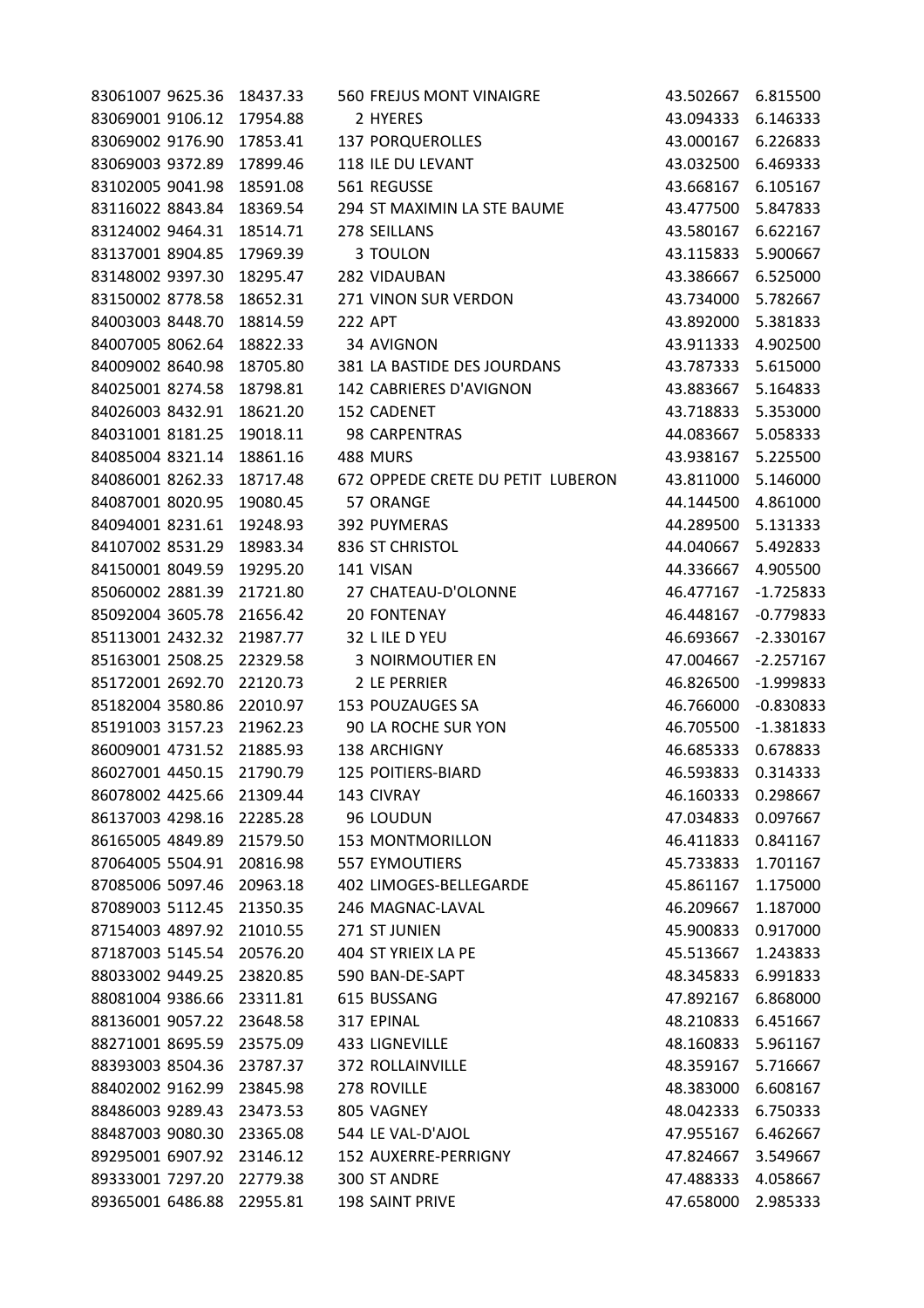| | | | | | |
|---|---|---|---|---|---|
| 83061007 | 9625.36 | 18437.33 | 560 FREJUS MONT VINAIGRE | 43.502667 | 6.815500 |
| 83069001 | 9106.12 | 17954.88 | 2 HYERES | 43.094333 | 6.146333 |
| 83069002 | 9176.90 | 17853.41 | 137 PORQUEROLLES | 43.000167 | 6.226833 |
| 83069003 | 9372.89 | 17899.46 | 118 ILE DU LEVANT | 43.032500 | 6.469333 |
| 83102005 | 9041.98 | 18591.08 | 561 REGUSSE | 43.668167 | 6.105167 |
| 83116022 | 8843.84 | 18369.54 | 294 ST MAXIMIN LA STE BAUME | 43.477500 | 5.847833 |
| 83124002 | 9464.31 | 18514.71 | 278 SEILLANS | 43.580167 | 6.622167 |
| 83137001 | 8904.85 | 17969.39 | 3 TOULON | 43.115833 | 5.900667 |
| 83148002 | 9397.30 | 18295.47 | 282 VIDAUBAN | 43.386667 | 6.525000 |
| 83150002 | 8778.58 | 18652.31 | 271 VINON SUR VERDON | 43.734000 | 5.782667 |
| 84003003 | 8448.70 | 18814.59 | 222 APT | 43.892000 | 5.381833 |
| 84007005 | 8062.64 | 18822.33 | 34 AVIGNON | 43.911333 | 4.902500 |
| 84009002 | 8640.98 | 18705.80 | 381 LA BASTIDE DES JOURDANS | 43.787333 | 5.615000 |
| 84025001 | 8274.58 | 18798.81 | 142 CABRIERES D'AVIGNON | 43.883667 | 5.164833 |
| 84026003 | 8432.91 | 18621.20 | 152 CADENET | 43.718833 | 5.353000 |
| 84031001 | 8181.25 | 19018.11 | 98 CARPENTRAS | 44.083667 | 5.058333 |
| 84085004 | 8321.14 | 18861.16 | 488 MURS | 43.938167 | 5.225500 |
| 84086001 | 8262.33 | 18717.48 | 672 OPPEDE CRETE DU PETIT LUBERON | 43.811000 | 5.146000 |
| 84087001 | 8020.95 | 19080.45 | 57 ORANGE | 44.144500 | 4.861000 |
| 84094001 | 8231.61 | 19248.93 | 392 PUYMERAS | 44.289500 | 5.131333 |
| 84107002 | 8531.29 | 18983.34 | 836 ST CHRISTOL | 44.040667 | 5.492833 |
| 84150001 | 8049.59 | 19295.20 | 141 VISAN | 44.336667 | 4.905500 |
| 85060002 | 2881.39 | 21721.80 | 27 CHATEAU-D'OLONNE | 46.477167 | -1.725833 |
| 85092004 | 3605.78 | 21656.42 | 20 FONTENAY | 46.448167 | -0.779833 |
| 85113001 | 2432.32 | 21987.77 | 32 L ILE D YEU | 46.693667 | -2.330167 |
| 85163001 | 2508.25 | 22329.58 | 3 NOIRMOUTIER EN | 47.004667 | -2.257167 |
| 85172001 | 2692.70 | 22120.73 | 2 LE PERRIER | 46.826500 | -1.999833 |
| 85182004 | 3580.86 | 22010.97 | 153 POUZAUGES SA | 46.766000 | -0.830833 |
| 85191003 | 3157.23 | 21962.23 | 90 LA ROCHE SUR YON | 46.705500 | -1.381833 |
| 86009001 | 4731.52 | 21885.93 | 138 ARCHIGNY | 46.685333 | 0.678833 |
| 86027001 | 4450.15 | 21790.79 | 125 POITIERS-BIARD | 46.593833 | 0.314333 |
| 86078002 | 4425.66 | 21309.44 | 143 CIVRAY | 46.160333 | 0.298667 |
| 86137003 | 4298.16 | 22285.28 | 96 LOUDUN | 47.034833 | 0.097667 |
| 86165005 | 4849.89 | 21579.50 | 153 MONTMORILLON | 46.411833 | 0.841167 |
| 87064005 | 5504.91 | 20816.98 | 557 EYMOUTIERS | 45.733833 | 1.701167 |
| 87085006 | 5097.46 | 20963.18 | 402 LIMOGES-BELLEGARDE | 45.861167 | 1.175000 |
| 87089003 | 5112.45 | 21350.35 | 246 MAGNAC-LAVAL | 46.209667 | 1.187000 |
| 87154003 | 4897.92 | 21010.55 | 271 ST JUNIEN | 45.900833 | 0.917000 |
| 87187003 | 5145.54 | 20576.20 | 404 ST YRIEIX LA PE | 45.513667 | 1.243833 |
| 88033002 | 9449.25 | 23820.85 | 590 BAN-DE-SAPT | 48.345833 | 6.991833 |
| 88081004 | 9386.66 | 23311.81 | 615 BUSSANG | 47.892167 | 6.868000 |
| 88136001 | 9057.22 | 23648.58 | 317 EPINAL | 48.210833 | 6.451667 |
| 88271001 | 8695.59 | 23575.09 | 433 LIGNEVILLE | 48.160833 | 5.961167 |
| 88393003 | 8504.36 | 23787.37 | 372 ROLLAINVILLE | 48.359167 | 5.716667 |
| 88402002 | 9162.99 | 23845.98 | 278 ROVILLE | 48.383000 | 6.608167 |
| 88486003 | 9289.43 | 23473.53 | 805 VAGNEY | 48.042333 | 6.750333 |
| 88487003 | 9080.30 | 23365.08 | 544 LE VAL-D'AJOL | 47.955167 | 6.462667 |
| 89295001 | 6907.92 | 23146.12 | 152 AUXERRE-PERRIGNY | 47.824667 | 3.549667 |
| 89333001 | 7297.20 | 22779.38 | 300 ST ANDRE | 47.488333 | 4.058667 |
| 89365001 | 6486.88 | 22955.81 | 198 SAINT PRIVE | 47.658000 | 2.985333 |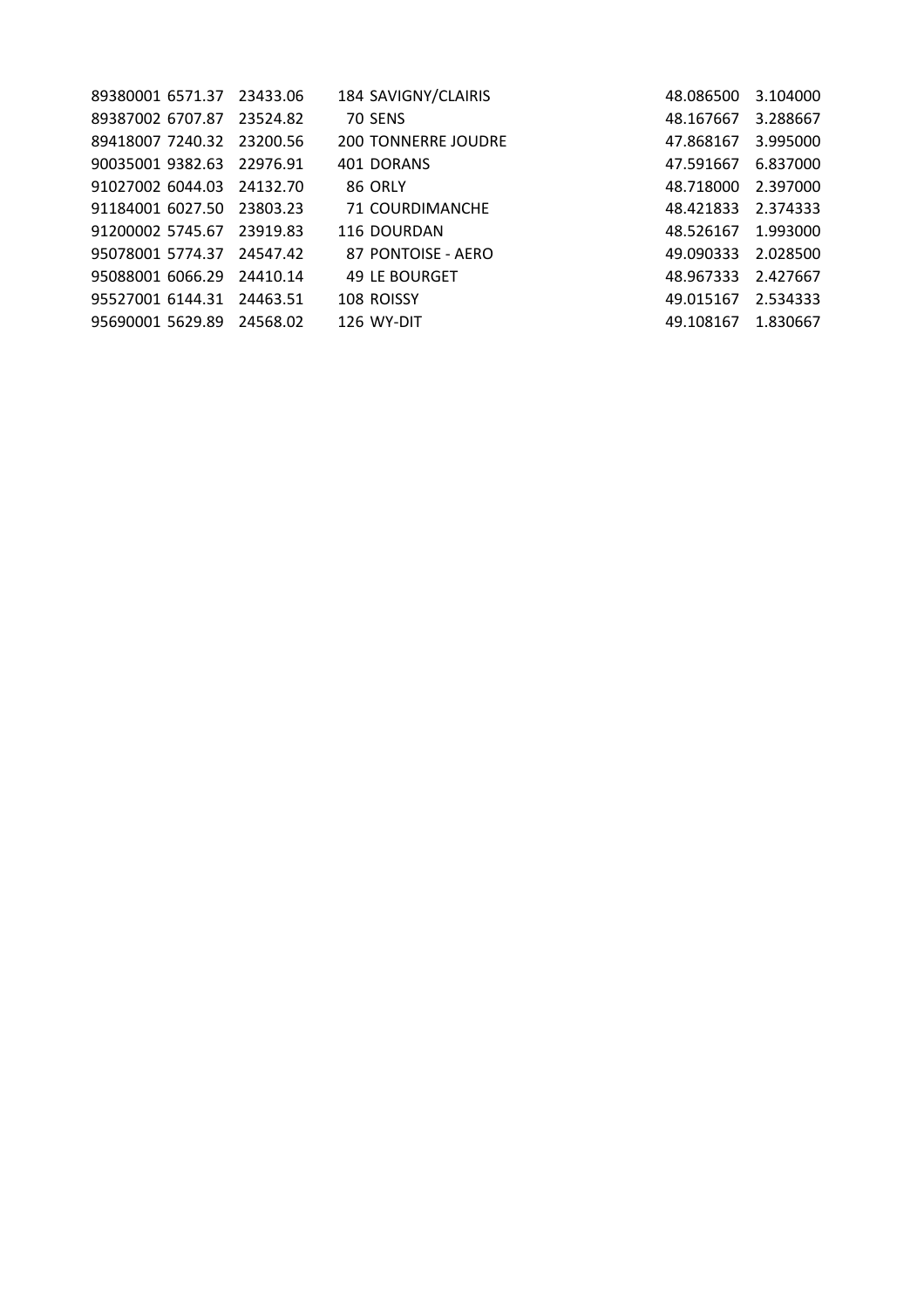| | | | | | |
|---|---|---|---|---|---|
| 89380001 | 6571.37 | 23433.06 | 184 SAVIGNY/CLAIRIS | 48.086500 | 3.104000 |
| 89387002 | 6707.87 | 23524.82 | 70 SENS | 48.167667 | 3.288667 |
| 89418007 | 7240.32 | 23200.56 | 200 TONNERRE JOUDRE | 47.868167 | 3.995000 |
| 90035001 | 9382.63 | 22976.91 | 401 DORANS | 47.591667 | 6.837000 |
| 91027002 | 6044.03 | 24132.70 | 86 ORLY | 48.718000 | 2.397000 |
| 91184001 | 6027.50 | 23803.23 | 71 COURDIMANCHE | 48.421833 | 2.374333 |
| 91200002 | 5745.67 | 23919.83 | 116 DOURDAN | 48.526167 | 1.993000 |
| 95078001 | 5774.37 | 24547.42 | 87 PONTOISE - AERO | 49.090333 | 2.028500 |
| 95088001 | 6066.29 | 24410.14 | 49 LE BOURGET | 48.967333 | 2.427667 |
| 95527001 | 6144.31 | 24463.51 | 108 ROISSY | 49.015167 | 2.534333 |
| 95690001 | 5629.89 | 24568.02 | 126 WY-DIT | 49.108167 | 1.830667 |